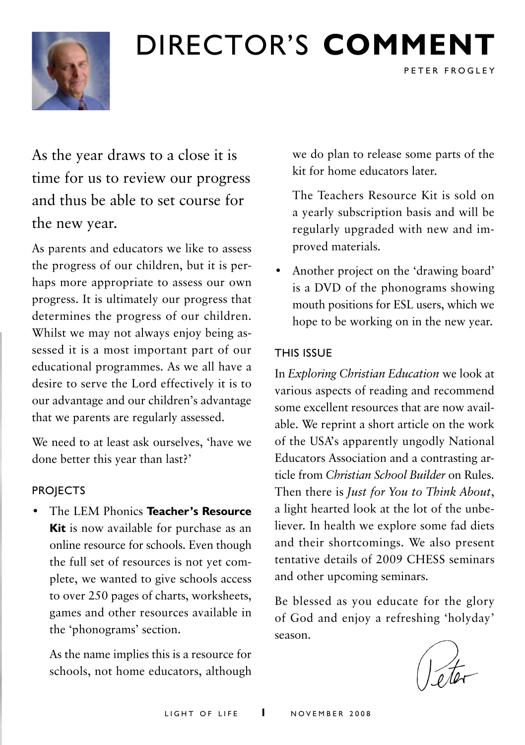# DIRECTOR'S **COMMENT**

PETER FROGLEY

As the year draws to a close it is time for us to review our progress and thus be able to set course for the new year.

As parents and educators we like to assess the progress of our children, but it is perhaps more appropriate to assess our own progress. It is ultimately our progress that determines the progress of our children. Whilst we may not always enjoy being assessed it is a most important part of our educational programmes. As we all have a desire to serve the Lord effectively it is to our advantage and our children's advantage that we parents are regularly assessed.

We need to at least ask ourselves, 'have we done better this year than last?'

## PROJECTS

- The LEM Phonics **Teacher's Resource Kit** is now available for purchase as an online resource for schools. Even though the full set of resources is not yet complete, we wanted to give schools access to over 250 pages of charts, worksheets, games and other resources available in the 'phonograms' section.

  As the name implies this is a resource for schools, not home educators, although we do plan to release some parts of the kit for home educators later.

  The Teachers Resource Kit is sold on a yearly subscription basis and will be regularly upgraded with new and improved materials.

- Another project on the 'drawing board' is a DVD of the phonograms showing mouth positions for ESL users, which we hope to be working on in the new year.

## THIS ISSUE

In *Exploring Christian Education* we look at various aspects of reading and recommend some excellent resources that are now available. We reprint a short article on the work of the USA's apparently ungodly National Educators Association and a contrasting article from *Christian School Builder* on Rules. Then there is *Just for You to Think About*, a light hearted look at the lot of the unbeliever. In health we explore some fad diets and their shortcomings. We also present tentative details of 2009 CHESS seminars and other upcoming seminars.

Be blessed as you educate for the glory of God and enjoy a refreshing 'holyday' season.

Peter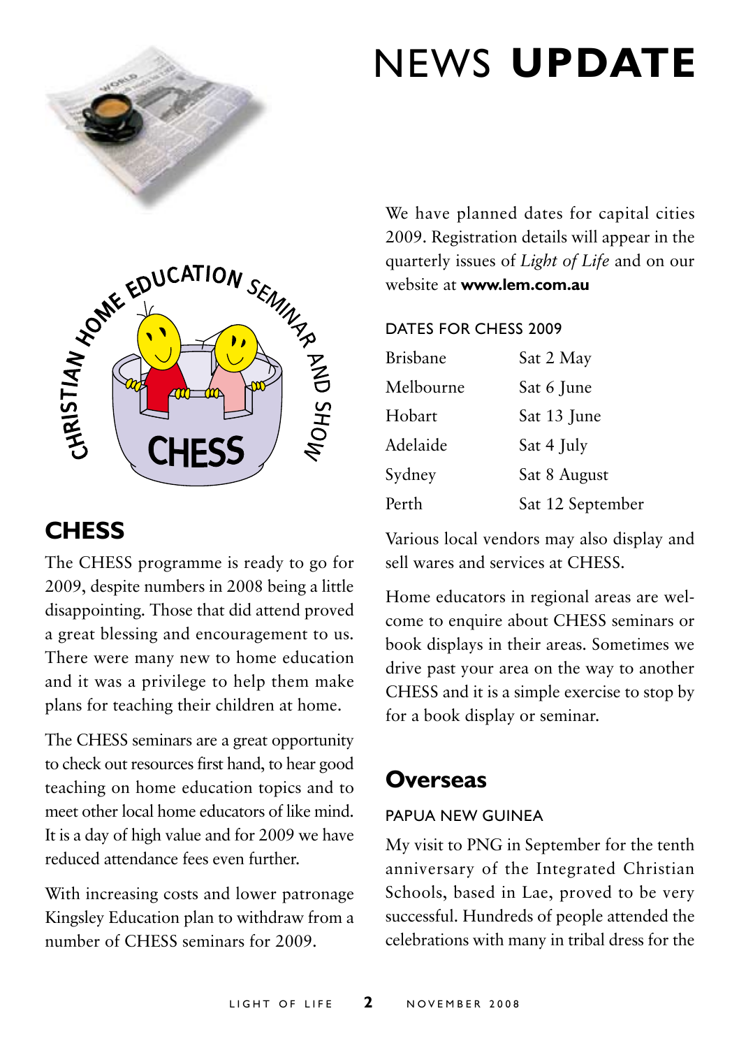# NEWS **UPDATE**

## CHESS

The CHESS programme is ready to go for 2009, despite numbers in 2008 being a little disappointing. Those that did attend proved a great blessing and encouragement to us. There were many new to home education and it was a privilege to help them make plans for teaching their children at home.

The CHESS seminars are a great opportunity to check out resources first hand, to hear good teaching on home education topics and to meet other local home educators of like mind. It is a day of high value and for 2009 we have reduced attendance fees even further.

With increasing costs and lower patronage Kingsley Education plan to withdraw from a number of CHESS seminars for 2009.

We have planned dates for capital cities 2009. Registration details will appear in the quarterly issues of *Light of Life* and on our website at **www.lem.com.au**

### DATES FOR CHESS 2009

| | |
|---|---|
| Brisbane | Sat 2 May |
| Melbourne | Sat 6 June |
| Hobart | Sat 13 June |
| Adelaide | Sat 4 July |
| Sydney | Sat 8 August |
| Perth | Sat 12 September |

Various local vendors may also display and sell wares and services at CHESS.

Home educators in regional areas are welcome to enquire about CHESS seminars or book displays in their areas. Sometimes we drive past your area on the way to another CHESS and it is a simple exercise to stop by for a book display or seminar.

## Overseas

### PAPUA NEW GUINEA

My visit to PNG in September for the tenth anniversary of the Integrated Christian Schools, based in Lae, proved to be very successful. Hundreds of people attended the celebrations with many in tribal dress for the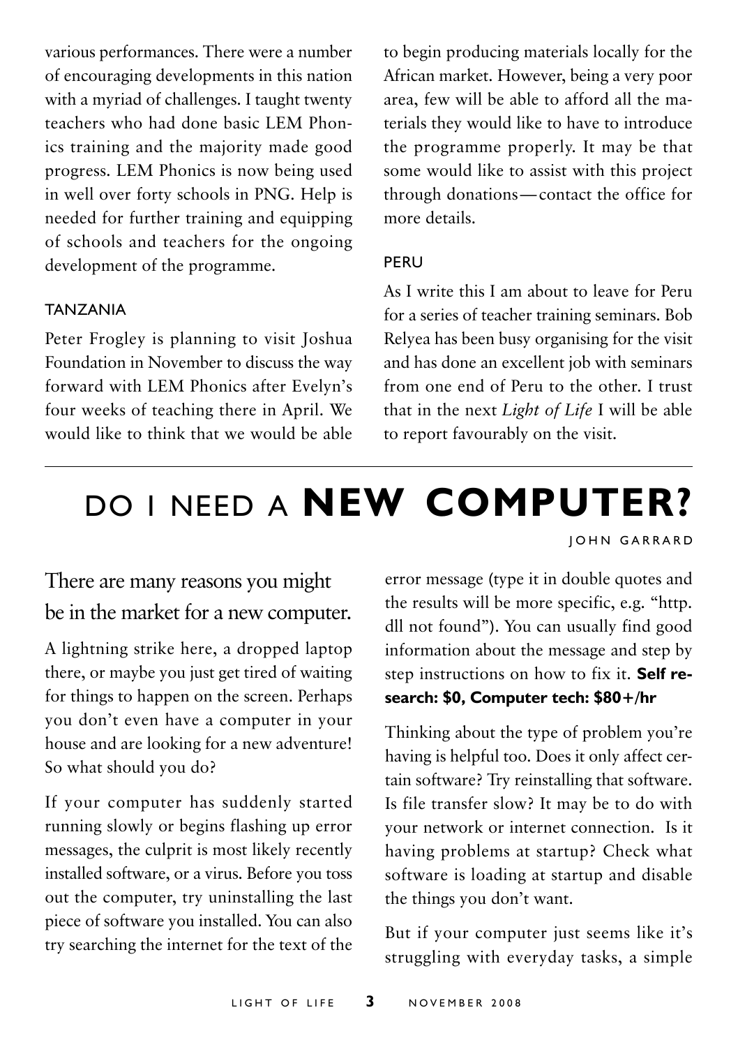various performances. There were a number of encouraging developments in this nation with a myriad of challenges. I taught twenty teachers who had done basic LEM Phonics training and the majority made good progress. LEM Phonics is now being used in well over forty schools in PNG. Help is needed for further training and equipping of schools and teachers for the ongoing development of the programme.

### TANZANIA

Peter Frogley is planning to visit Joshua Foundation in November to discuss the way forward with LEM Phonics after Evelyn's four weeks of teaching there in April. We would like to think that we would be able to begin producing materials locally for the African market. However, being a very poor area, few will be able to afford all the materials they would like to have to introduce the programme properly. It may be that some would like to assist with this project through donations—contact the office for more details.

### PERU

As I write this I am about to leave for Peru for a series of teacher training seminars. Bob Relyea has been busy organising for the visit and has done an excellent job with seminars from one end of Peru to the other. I trust that in the next *Light of Life* I will be able to report favourably on the visit.

# DO I NEED A **NEW COMPUTER?**

JOHN GARRARD

## There are many reasons you might be in the market for a new computer.

A lightning strike here, a dropped laptop there, or maybe you just get tired of waiting for things to happen on the screen. Perhaps you don't even have a computer in your house and are looking for a new adventure! So what should you do?

If your computer has suddenly started running slowly or begins flashing up error messages, the culprit is most likely recently installed software, or a virus. Before you toss out the computer, try uninstalling the last piece of software you installed. You can also try searching the internet for the text of the error message (type it in double quotes and the results will be more specific, e.g. "http.dll not found"). You can usually find good information about the message and step by step instructions on how to fix it. **Self research: $0, Computer tech: $80+/hr**

Thinking about the type of problem you're having is helpful too. Does it only affect certain software? Try reinstalling that software. Is file transfer slow? It may be to do with your network or internet connection. Is it having problems at startup? Check what software is loading at startup and disable the things you don't want.

But if your computer just seems like it's struggling with everyday tasks, a simple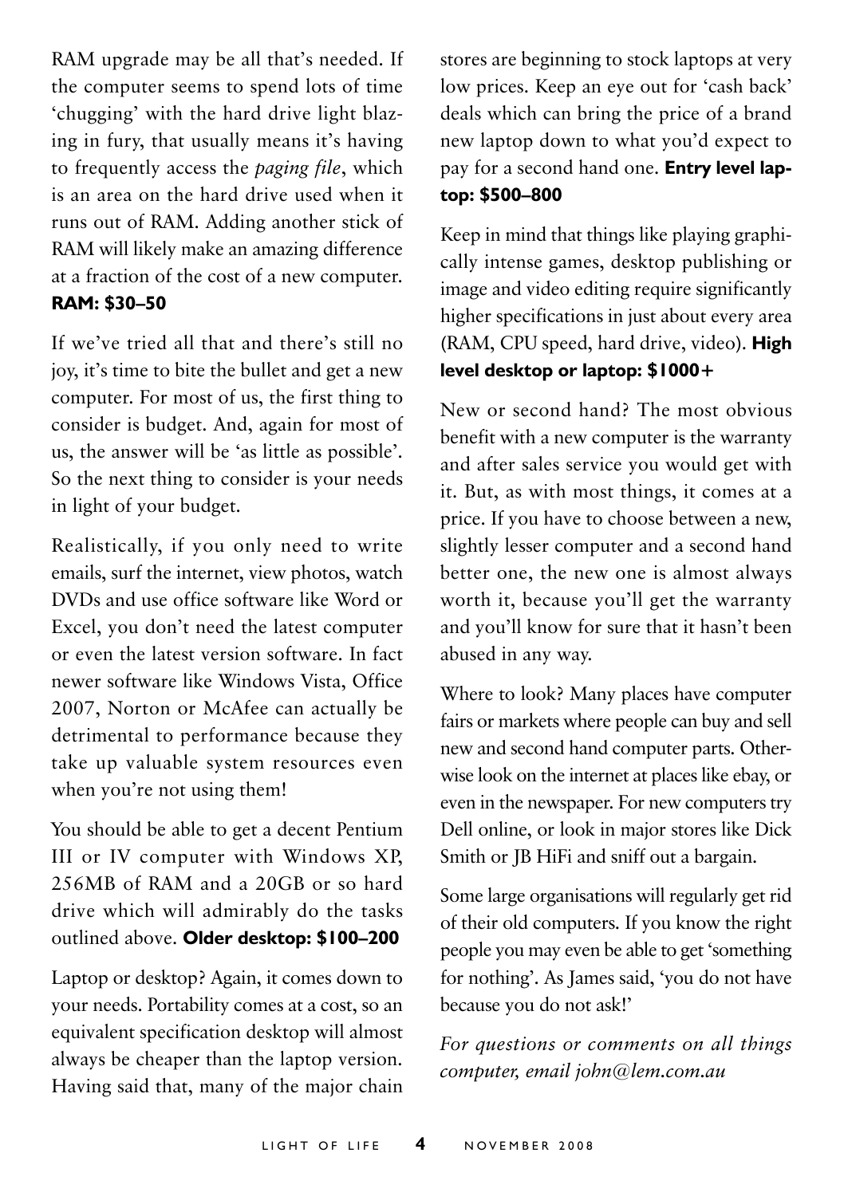RAM upgrade may be all that's needed. If the computer seems to spend lots of time 'chugging' with the hard drive light blazing in fury, that usually means it's having to frequently access the *paging file*, which is an area on the hard drive used when it runs out of RAM. Adding another stick of RAM will likely make an amazing difference at a fraction of the cost of a new computer. **RAM: $30–50**

If we've tried all that and there's still no joy, it's time to bite the bullet and get a new computer. For most of us, the first thing to consider is budget. And, again for most of us, the answer will be 'as little as possible'. So the next thing to consider is your needs in light of your budget.

Realistically, if you only need to write emails, surf the internet, view photos, watch DVDs and use office software like Word or Excel, you don't need the latest computer or even the latest version software. In fact newer software like Windows Vista, Office 2007, Norton or McAfee can actually be detrimental to performance because they take up valuable system resources even when you're not using them!

You should be able to get a decent Pentium III or IV computer with Windows XP, 256MB of RAM and a 20GB or so hard drive which will admirably do the tasks outlined above. **Older desktop: $100–200**

Laptop or desktop? Again, it comes down to your needs. Portability comes at a cost, so an equivalent specification desktop will almost always be cheaper than the laptop version. Having said that, many of the major chain stores are beginning to stock laptops at very low prices. Keep an eye out for 'cash back' deals which can bring the price of a brand new laptop down to what you'd expect to pay for a second hand one. **Entry level laptop: $500–800**

Keep in mind that things like playing graphically intense games, desktop publishing or image and video editing require significantly higher specifications in just about every area (RAM, CPU speed, hard drive, video). **High level desktop or laptop: $1000+**

New or second hand? The most obvious benefit with a new computer is the warranty and after sales service you would get with it. But, as with most things, it comes at a price. If you have to choose between a new, slightly lesser computer and a second hand better one, the new one is almost always worth it, because you'll get the warranty and you'll know for sure that it hasn't been abused in any way.

Where to look? Many places have computer fairs or markets where people can buy and sell new and second hand computer parts. Otherwise look on the internet at places like ebay, or even in the newspaper. For new computers try Dell online, or look in major stores like Dick Smith or JB HiFi and sniff out a bargain.

Some large organisations will regularly get rid of their old computers. If you know the right people you may even be able to get 'something for nothing'. As James said, 'you do not have because you do not ask!'

*For questions or comments on all things computer, email john@lem.com.au*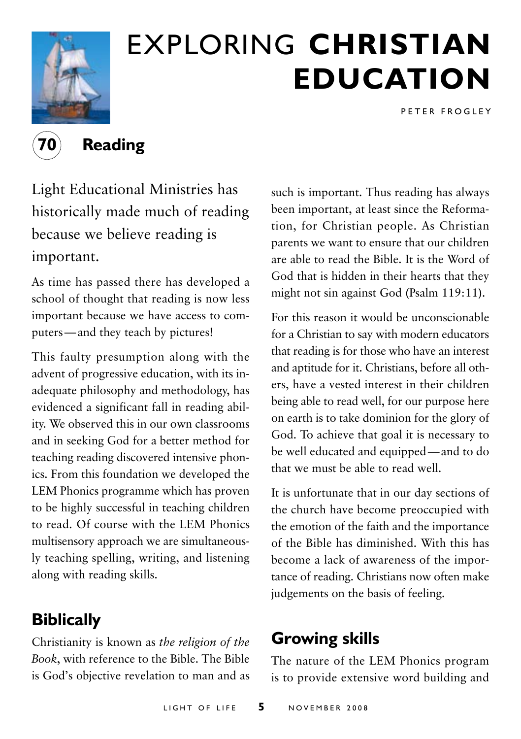# EXPLORING **CHRISTIAN EDUCATION**

PETER FROGLEY

## 70 Reading

Light Educational Ministries has historically made much of reading because we believe reading is important.

As time has passed there has developed a school of thought that reading is now less important because we have access to computers—and they teach by pictures!

This faulty presumption along with the advent of progressive education, with its inadequate philosophy and methodology, has evidenced a significant fall in reading ability. We observed this in our own classrooms and in seeking God for a better method for teaching reading discovered intensive phonics. From this foundation we developed the LEM Phonics programme which has proven to be highly successful in teaching children to read. Of course with the LEM Phonics multisensory approach we are simultaneously teaching spelling, writing, and listening along with reading skills.

### Biblically

Christianity is known as *the religion of the Book*, with reference to the Bible. The Bible is God's objective revelation to man and as such is important. Thus reading has always been important, at least since the Reformation, for Christian people. As Christian parents we want to ensure that our children are able to read the Bible. It is the Word of God that is hidden in their hearts that they might not sin against God (Psalm 119:11).

For this reason it would be unconscionable for a Christian to say with modern educators that reading is for those who have an interest and aptitude for it. Christians, before all others, have a vested interest in their children being able to read well, for our purpose here on earth is to take dominion for the glory of God. To achieve that goal it is necessary to be well educated and equipped—and to do that we must be able to read well.

It is unfortunate that in our day sections of the church have become preoccupied with the emotion of the faith and the importance of the Bible has diminished. With this has become a lack of awareness of the importance of reading. Christians now often make judgements on the basis of feeling.

### Growing skills

The nature of the LEM Phonics program is to provide extensive word building and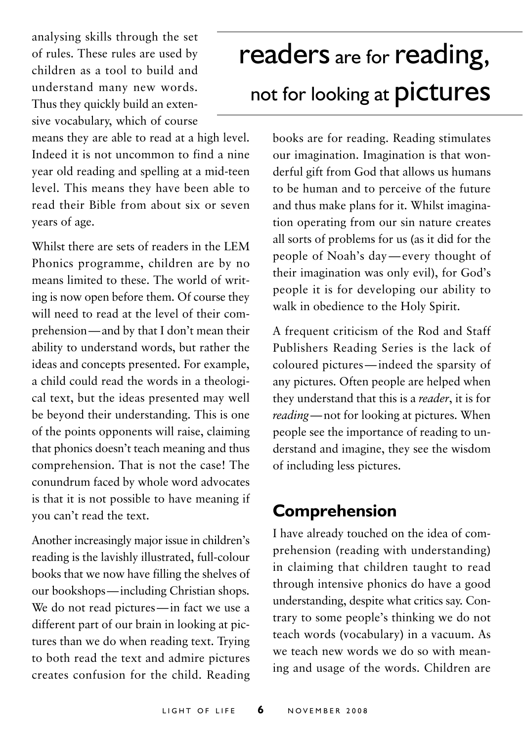analysing skills through the set of rules. These rules are used by children as a tool to build and understand many new words. Thus they quickly build an extensive vocabulary, which of course means they are able to read at a high level. Indeed it is not uncommon to find a nine year old reading and spelling at a mid-teen level. This means they have been able to read their Bible from about six or seven years of age.

Whilst there are sets of readers in the LEM Phonics programme, children are by no means limited to these. The world of writing is now open before them. Of course they will need to read at the level of their comprehension—and by that I don't mean their ability to understand words, but rather the ideas and concepts presented. For example, a child could read the words in a theological text, but the ideas presented may well be beyond their understanding. This is one of the points opponents will raise, claiming that phonics doesn't teach meaning and thus comprehension. That is not the case! The conundrum faced by whole word advocates is that it is not possible to have meaning if you can't read the text.

Another increasingly major issue in children's reading is the lavishly illustrated, full-colour books that we now have filling the shelves of our bookshops—including Christian shops. We do not read pictures—in fact we use a different part of our brain in looking at pictures than we do when reading text. Trying to both read the text and admire pictures creates confusion for the child. Reading books are for reading. Reading stimulates our imagination. Imagination is that wonderful gift from God that allows us humans to be human and to perceive of the future and thus make plans for it. Whilst imagination operating from our sin nature creates all sorts of problems for us (as it did for the people of Noah's day—every thought of their imagination was only evil), for God's people it is for developing our ability to walk in obedience to the Holy Spirit.

## readers are for reading, not for looking at pictures

A frequent criticism of the Rod and Staff Publishers Reading Series is the lack of coloured pictures—indeed the sparsity of any pictures. Often people are helped when they understand that this is a *reader*, it is for *reading*—not for looking at pictures. When people see the importance of reading to understand and imagine, they see the wisdom of including less pictures.

## Comprehension

I have already touched on the idea of comprehension (reading with understanding) in claiming that children taught to read through intensive phonics do have a good understanding, despite what critics say. Contrary to some people's thinking we do not teach words (vocabulary) in a vacuum. As we teach new words we do so with meaning and usage of the words. Children are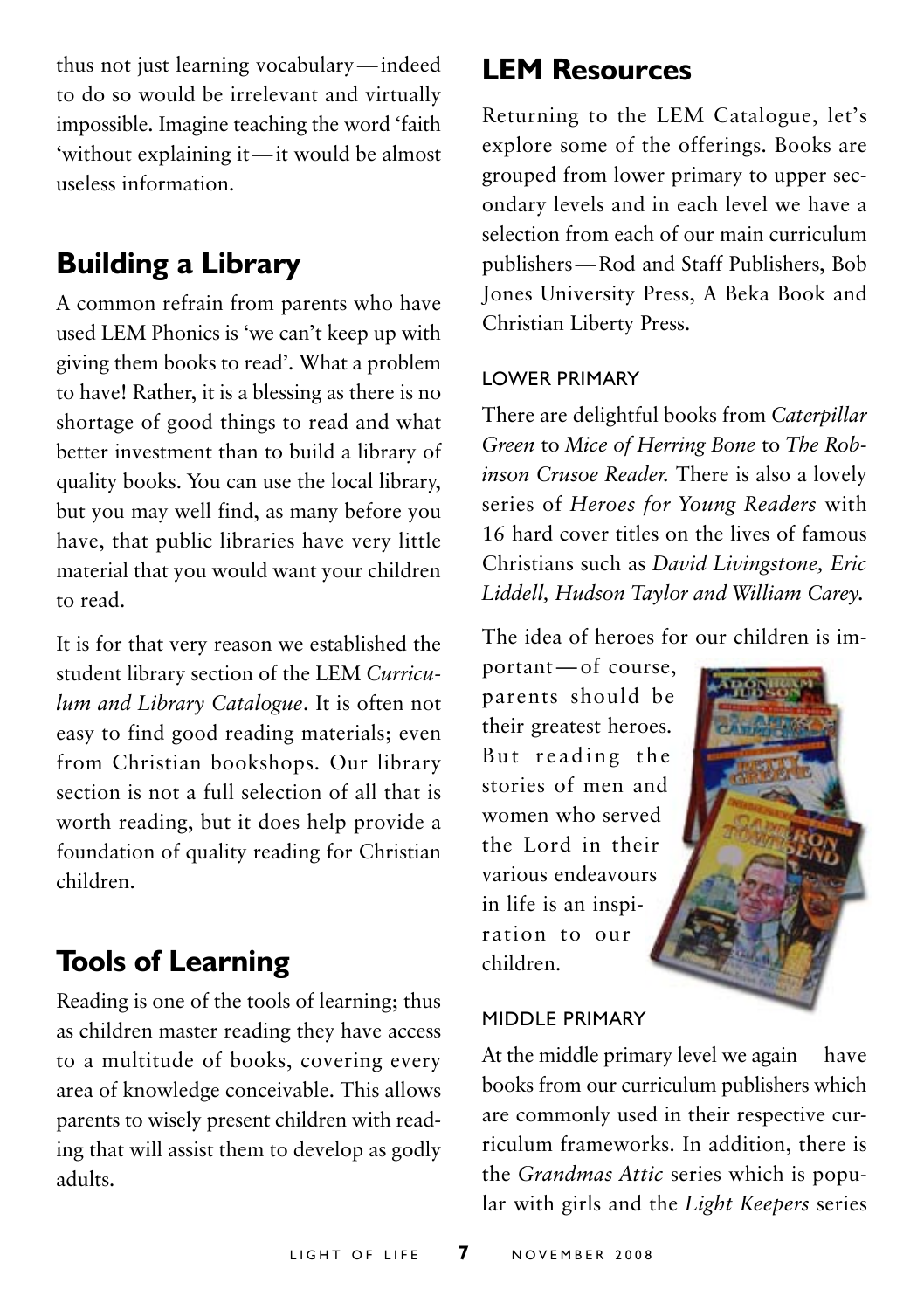thus not just learning vocabulary—indeed to do so would be irrelevant and virtually impossible. Imagine teaching the word 'faith 'without explaining it—it would be almost useless information.

## Building a Library

A common refrain from parents who have used LEM Phonics is 'we can't keep up with giving them books to read'. What a problem to have! Rather, it is a blessing as there is no shortage of good things to read and what better investment than to build a library of quality books. You can use the local library, but you may well find, as many before you have, that public libraries have very little material that you would want your children to read.

It is for that very reason we established the student library section of the LEM *Curriculum and Library Catalogue*. It is often not easy to find good reading materials; even from Christian bookshops. Our library section is not a full selection of all that is worth reading, but it does help provide a foundation of quality reading for Christian children.

## Tools of Learning

Reading is one of the tools of learning; thus as children master reading they have access to a multitude of books, covering every area of knowledge conceivable. This allows parents to wisely present children with reading that will assist them to develop as godly adults.

## LEM Resources

Returning to the LEM Catalogue, let's explore some of the offerings. Books are grouped from lower primary to upper secondary levels and in each level we have a selection from each of our main curriculum publishers—Rod and Staff Publishers, Bob Jones University Press, A Beka Book and Christian Liberty Press.

### LOWER PRIMARY

There are delightful books from *Caterpillar Green* to *Mice of Herring Bone* to *The Robinson Crusoe Reader.* There is also a lovely series of *Heroes for Young Readers* with 16 hard cover titles on the lives of famous Christians such as *David Livingstone, Eric Liddell, Hudson Taylor and William Carey.*

The idea of heroes for our children is important—of course, parents should be their greatest heroes. But reading the stories of men and women who served the Lord in their various endeavours in life is an inspiration to our children.

### MIDDLE PRIMARY

At the middle primary level we again have books from our curriculum publishers which are commonly used in their respective curriculum frameworks. In addition, there is the *Grandmas Attic* series which is popular with girls and the *Light Keepers* series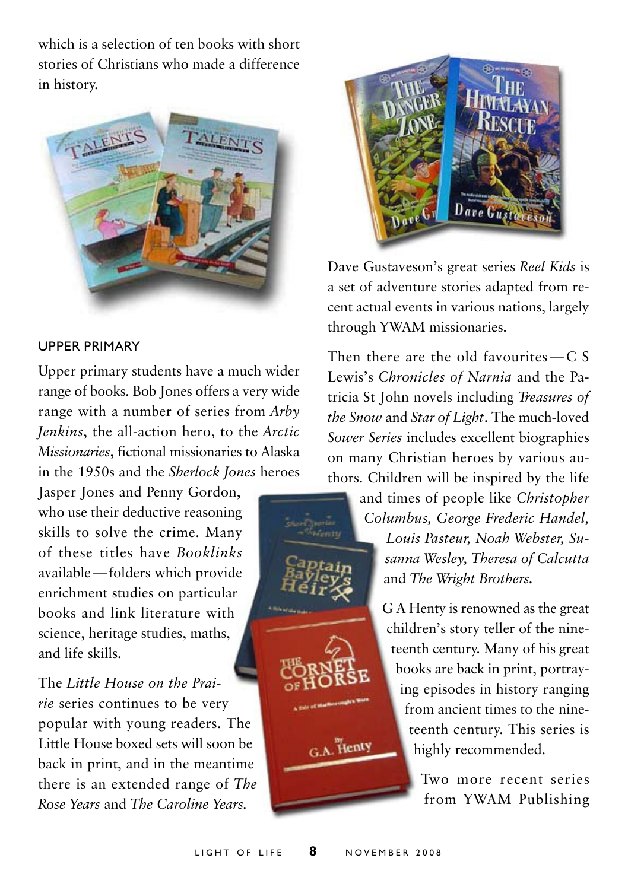which is a selection of ten books with short stories of Christians who made a difference in history.

### UPPER PRIMARY

Upper primary students have a much wider range of books. Bob Jones offers a very wide range with a number of series from *Arby Jenkins*, the all-action hero, to the *Arctic Missionaries*, fictional missionaries to Alaska in the 1950s and the *Sherlock Jones* heroes Jasper Jones and Penny Gordon, who use their deductive reasoning skills to solve the crime. Many of these titles have *Booklinks* available—folders which provide enrichment studies on particular books and link literature with science, heritage studies, maths, and life skills.

The *Little House on the Prairie* series continues to be very popular with young readers. The Little House boxed sets will soon be back in print, and in the meantime there is an extended range of *The Rose Years* and *The Caroline Years*.

Dave Gustaveson's great series *Reel Kids* is a set of adventure stories adapted from recent actual events in various nations, largely through YWAM missionaries.

Then there are the old favourites—C S Lewis's *Chronicles of Narnia* and the Patricia St John novels including *Treasures of the Snow* and *Star of Light*. The much-loved *Sower Series* includes excellent biographies on many Christian heroes by various authors. Children will be inspired by the life and times of people like *Christopher Columbus, George Frederic Handel, Louis Pasteur, Noah Webster, Susanna Wesley, Theresa of Calcutta* and *The Wright Brothers*.

G A Henty is renowned as the great children's story teller of the nineteenth century. Many of his great books are back in print, portraying episodes in history ranging from ancient times to the nineteenth century. This series is highly recommended.

Two more recent series from YWAM Publishing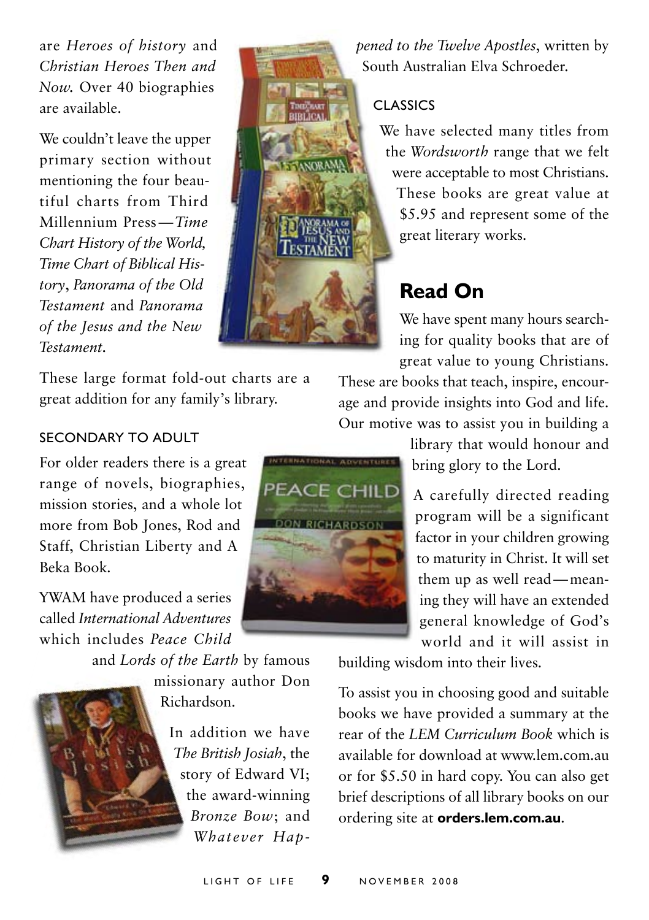are *Heroes of history* and *Christian Heroes Then and Now.* Over 40 biographies are available.

We couldn't leave the upper primary section without mentioning the four beautiful charts from Third Millennium Press—*Time Chart History of the World, Time Chart of Biblical History*, *Panorama of the Old Testament* and *Panorama of the Jesus and the New Testament*.

These large format fold-out charts are a great addition for any family's library.

### SECONDARY TO ADULT

For older readers there is a great range of novels, biographies, mission stories, and a whole lot more from Bob Jones, Rod and Staff, Christian Liberty and A Beka Book.

YWAM have produced a series called *International Adventures* which includes *Peace Child* and *Lords of the Earth* by famous missionary author Don Richardson.

In addition we have *The British Josiah*, the story of Edward VI; the award-winning *Bronze Bow*; and *Whatever Happened to the Twelve Apostles*, written by South Australian Elva Schroeder.

### CLASSICS

We have selected many titles from the *Wordsworth* range that we felt were acceptable to most Christians. These books are great value at $5.95 and represent some of the great literary works.

## Read On

We have spent many hours searching for quality books that are of great value to young Christians. These are books that teach, inspire, encourage and provide insights into God and life. Our motive was to assist you in building a library that would honour and bring glory to the Lord.

A carefully directed reading program will be a significant factor in your children growing to maturity in Christ. It will set them up as well read—meaning they will have an extended general knowledge of God's world and it will assist in building wisdom into their lives.

To assist you in choosing good and suitable books we have provided a summary at the rear of the *LEM Curriculum Book* which is available for download at www.lem.com.au or for $5.50 in hard copy. You can also get brief descriptions of all library books on our ordering site at **orders.lem.com.au**.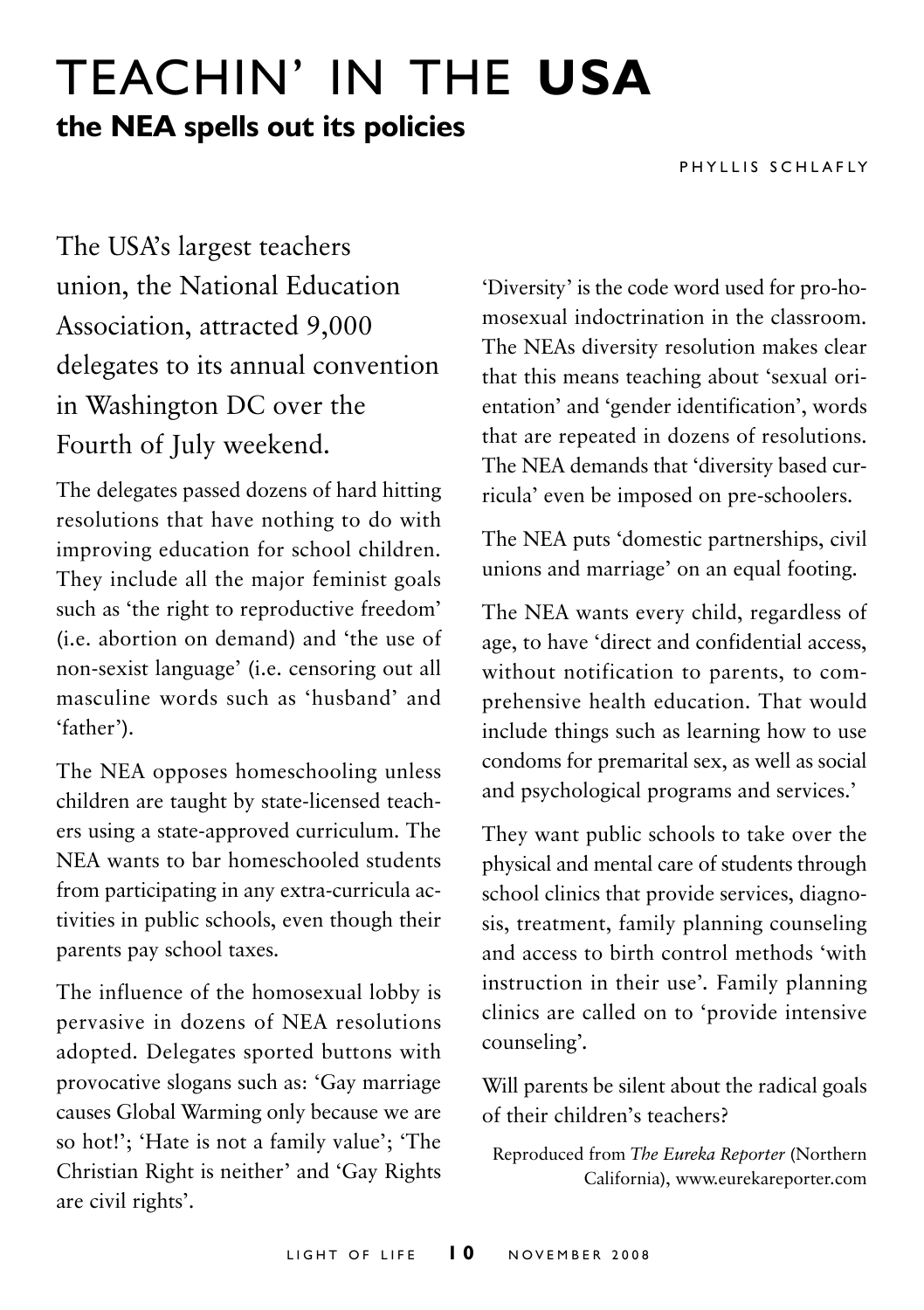# TEACHIN' IN THE **USA**

## the NEA spells out its policies

PHYLLIS SCHLAFLY

The USA's largest teachers union, the National Education Association, attracted 9,000 delegates to its annual convention in Washington DC over the Fourth of July weekend.

The delegates passed dozens of hard hitting resolutions that have nothing to do with improving education for school children. They include all the major feminist goals such as 'the right to reproductive freedom' (i.e. abortion on demand) and 'the use of non-sexist language' (i.e. censoring out all masculine words such as 'husband' and 'father').

The NEA opposes homeschooling unless children are taught by state-licensed teachers using a state-approved curriculum. The NEA wants to bar homeschooled students from participating in any extra-curricula activities in public schools, even though their parents pay school taxes.

The influence of the homosexual lobby is pervasive in dozens of NEA resolutions adopted. Delegates sported buttons with provocative slogans such as: 'Gay marriage causes Global Warming only because we are so hot!'; 'Hate is not a family value'; 'The Christian Right is neither' and 'Gay Rights are civil rights'.

'Diversity' is the code word used for pro-homosexual indoctrination in the classroom. The NEAs diversity resolution makes clear that this means teaching about 'sexual orientation' and 'gender identification', words that are repeated in dozens of resolutions. The NEA demands that 'diversity based curricula' even be imposed on pre-schoolers.

The NEA puts 'domestic partnerships, civil unions and marriage' on an equal footing.

The NEA wants every child, regardless of age, to have 'direct and confidential access, without notification to parents, to comprehensive health education. That would include things such as learning how to use condoms for premarital sex, as well as social and psychological programs and services.'

They want public schools to take over the physical and mental care of students through school clinics that provide services, diagnosis, treatment, family planning counseling and access to birth control methods 'with instruction in their use'. Family planning clinics are called on to 'provide intensive counseling'.

Will parents be silent about the radical goals of their children's teachers?

Reproduced from *The Eureka Reporter* (Northern California), www.eurekareporter.com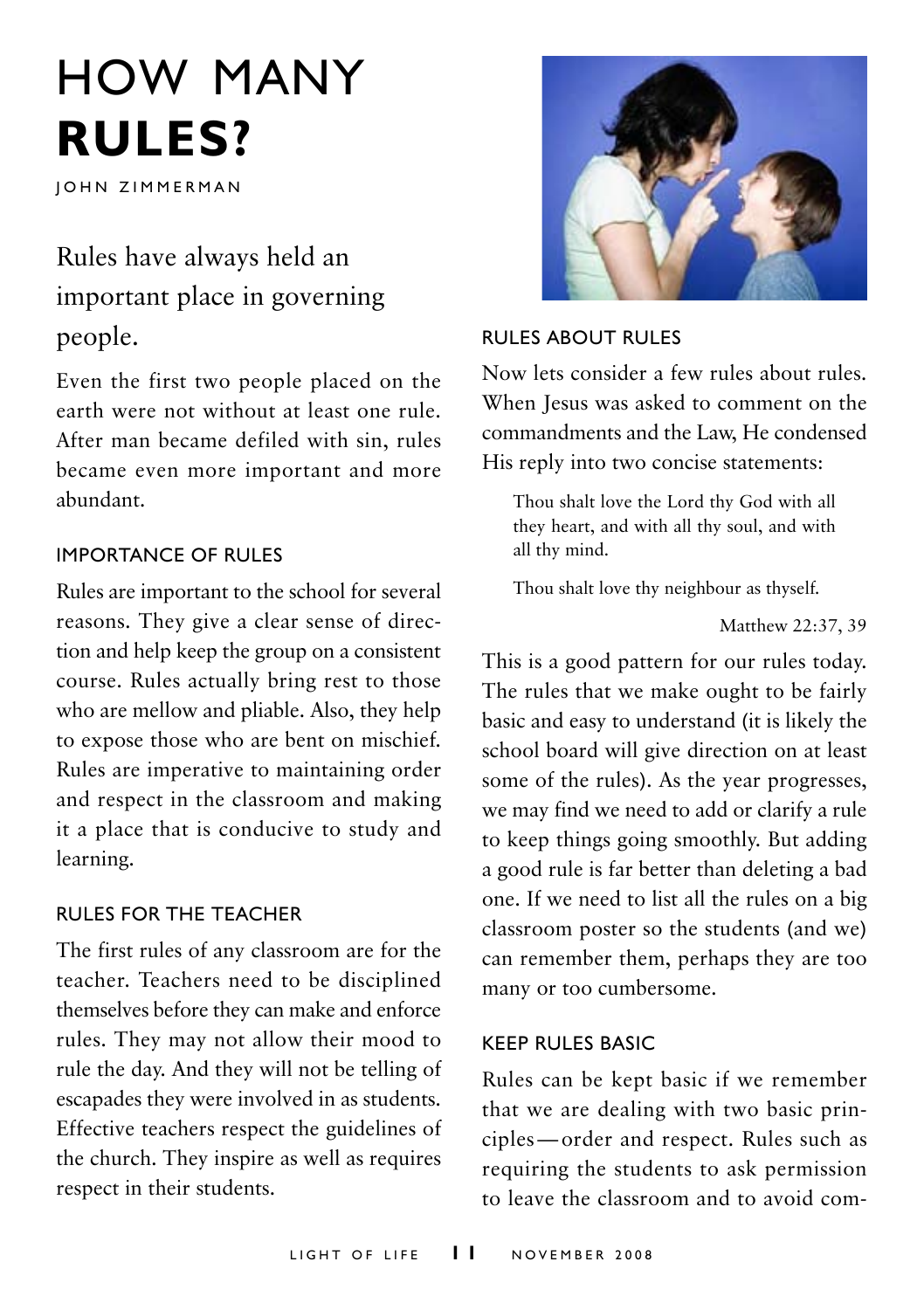# HOW MANY **RULES?**

JOHN ZIMMERMAN

## Rules have always held an important place in governing people.

Even the first two people placed on the earth were not without at least one rule. After man became defiled with sin, rules became even more important and more abundant.

### IMPORTANCE OF RULES

Rules are important to the school for several reasons. They give a clear sense of direction and help keep the group on a consistent course. Rules actually bring rest to those who are mellow and pliable. Also, they help to expose those who are bent on mischief. Rules are imperative to maintaining order and respect in the classroom and making it a place that is conducive to study and learning.

### RULES FOR THE TEACHER

The first rules of any classroom are for the teacher. Teachers need to be disciplined themselves before they can make and enforce rules. They may not allow their mood to rule the day. And they will not be telling of escapades they were involved in as students. Effective teachers respect the guidelines of the church. They inspire as well as requires respect in their students.

### RULES ABOUT RULES

Now lets consider a few rules about rules. When Jesus was asked to comment on the commandments and the Law, He condensed His reply into two concise statements:

> Thou shalt love the Lord thy God with all they heart, and with all thy soul, and with all thy mind.
>
> Thou shalt love thy neighbour as thyself.
>
> Matthew 22:37, 39

This is a good pattern for our rules today. The rules that we make ought to be fairly basic and easy to understand (it is likely the school board will give direction on at least some of the rules). As the year progresses, we may find we need to add or clarify a rule to keep things going smoothly. But adding a good rule is far better than deleting a bad one. If we need to list all the rules on a big classroom poster so the students (and we) can remember them, perhaps they are too many or too cumbersome.

### KEEP RULES BASIC

Rules can be kept basic if we remember that we are dealing with two basic principles—order and respect. Rules such as requiring the students to ask permission to leave the classroom and to avoid com-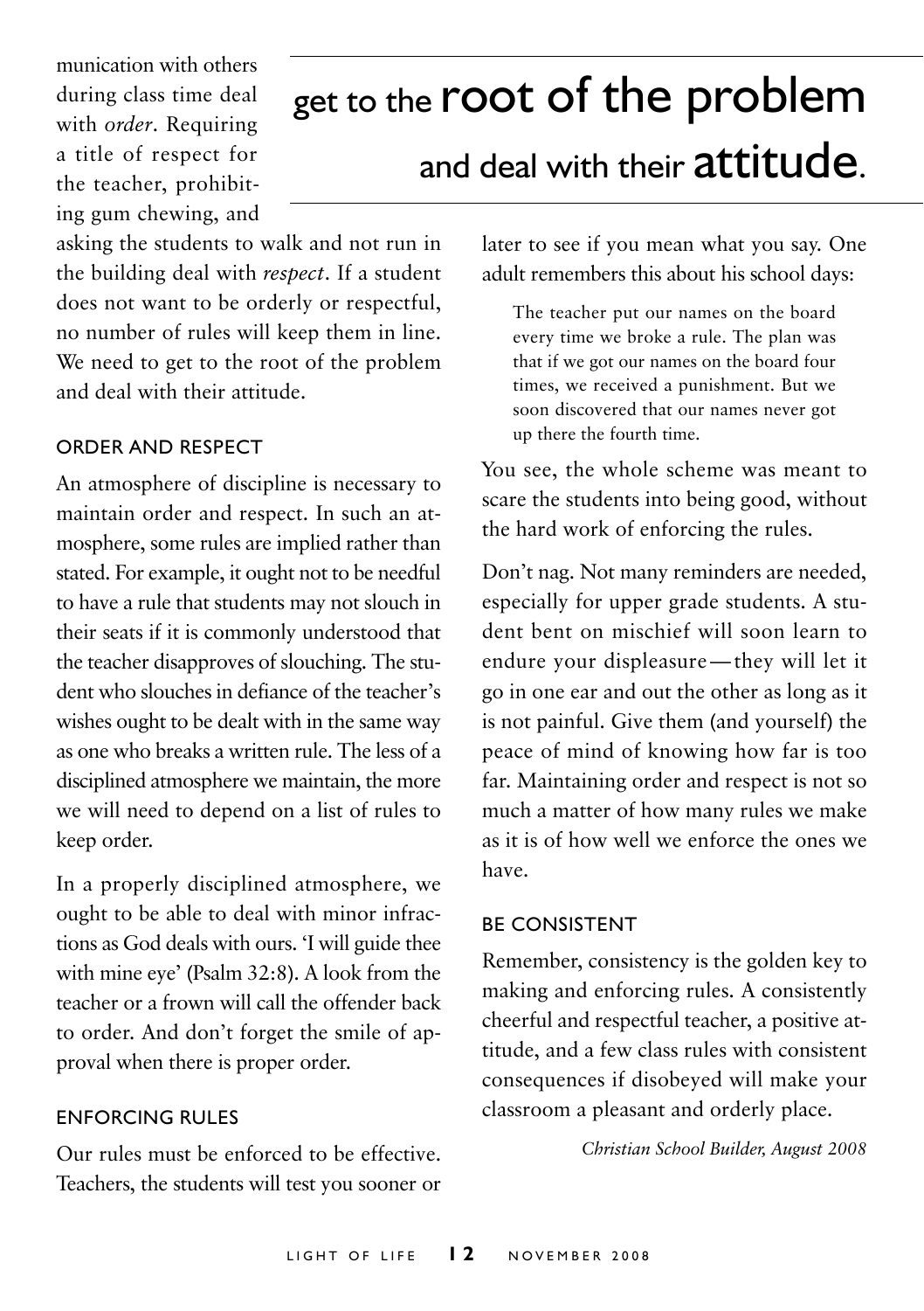munication with others during class time deal with *order*. Requiring a title of respect for the teacher, prohibiting gum chewing, and asking the students to walk and not run in the building deal with *respect*. If a student does not want to be orderly or respectful, no number of rules will keep them in line. We need to get to the root of the problem and deal with their attitude.

> get to the **root of the problem** and deal with their **attitude**.

### ORDER AND RESPECT

An atmosphere of discipline is necessary to maintain order and respect. In such an atmosphere, some rules are implied rather than stated. For example, it ought not to be needful to have a rule that students may not slouch in their seats if it is commonly understood that the teacher disapproves of slouching. The student who slouches in defiance of the teacher's wishes ought to be dealt with in the same way as one who breaks a written rule. The less of a disciplined atmosphere we maintain, the more we will need to depend on a list of rules to keep order.

In a properly disciplined atmosphere, we ought to be able to deal with minor infractions as God deals with ours. 'I will guide thee with mine eye' (Psalm 32:8). A look from the teacher or a frown will call the offender back to order. And don't forget the smile of approval when there is proper order.

### ENFORCING RULES

Our rules must be enforced to be effective. Teachers, the students will test you sooner or later to see if you mean what you say. One adult remembers this about his school days:

> The teacher put our names on the board every time we broke a rule. The plan was that if we got our names on the board four times, we received a punishment. But we soon discovered that our names never got up there the fourth time.

You see, the whole scheme was meant to scare the students into being good, without the hard work of enforcing the rules.

Don't nag. Not many reminders are needed, especially for upper grade students. A student bent on mischief will soon learn to endure your displeasure—they will let it go in one ear and out the other as long as it is not painful. Give them (and yourself) the peace of mind of knowing how far is too far. Maintaining order and respect is not so much a matter of how many rules we make as it is of how well we enforce the ones we have.

### BE CONSISTENT

Remember, consistency is the golden key to making and enforcing rules. A consistently cheerful and respectful teacher, a positive attitude, and a few class rules with consistent consequences if disobeyed will make your classroom a pleasant and orderly place.

*Christian School Builder, August 2008*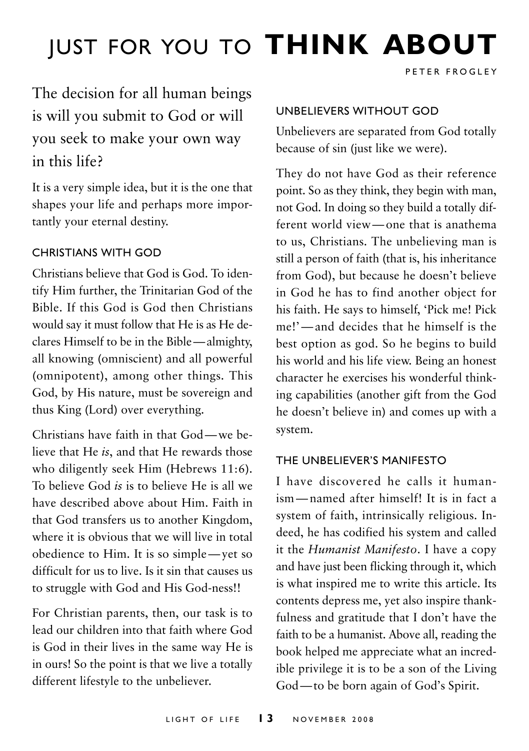# JUST FOR YOU TO **THINK ABOUT**

PETER FROGLEY

The decision for all human beings is will you submit to God or will you seek to make your own way in this life?

It is a very simple idea, but it is the one that shapes your life and perhaps more importantly your eternal destiny.

## CHRISTIANS WITH GOD

Christians believe that God is God. To identify Him further, the Trinitarian God of the Bible. If this God is God then Christians would say it must follow that He is as He declares Himself to be in the Bible—almighty, all knowing (omniscient) and all powerful (omnipotent), among other things. This God, by His nature, must be sovereign and thus King (Lord) over everything.

Christians have faith in that God—we believe that He *is*, and that He rewards those who diligently seek Him (Hebrews 11:6). To believe God *is* is to believe He is all we have described above about Him. Faith in that God transfers us to another Kingdom, where it is obvious that we will live in total obedience to Him. It is so simple—yet so difficult for us to live. Is it sin that causes us to struggle with God and His God-ness!!

For Christian parents, then, our task is to lead our children into that faith where God is God in their lives in the same way He is in ours! So the point is that we live a totally different lifestyle to the unbeliever.

## UNBELIEVERS WITHOUT GOD

Unbelievers are separated from God totally because of sin (just like we were).

They do not have God as their reference point. So as they think, they begin with man, not God. In doing so they build a totally different world view—one that is anathema to us, Christians. The unbelieving man is still a person of faith (that is, his inheritance from God), but because he doesn't believe in God he has to find another object for his faith. He says to himself, 'Pick me! Pick me!'—and decides that he himself is the best option as god. So he begins to build his world and his life view. Being an honest character he exercises his wonderful thinking capabilities (another gift from the God he doesn't believe in) and comes up with a system.

## THE UNBELIEVER'S MANIFESTO

I have discovered he calls it humanism—named after himself! It is in fact a system of faith, intrinsically religious. Indeed, he has codified his system and called it the *Humanist Manifesto*. I have a copy and have just been flicking through it, which is what inspired me to write this article. Its contents depress me, yet also inspire thankfulness and gratitude that I don't have the faith to be a humanist. Above all, reading the book helped me appreciate what an incredible privilege it is to be a son of the Living God—to be born again of God's Spirit.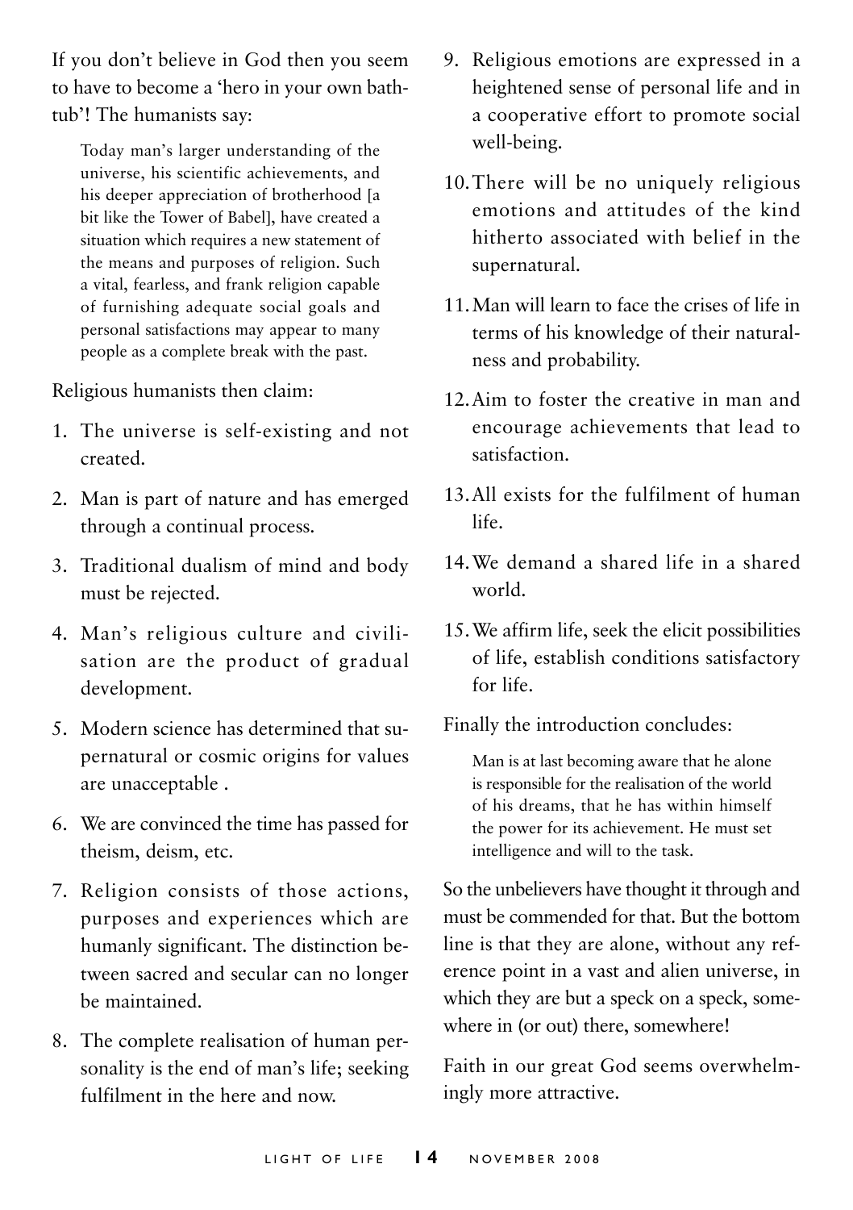If you don't believe in God then you seem to have to become a 'hero in your own bathtub'! The humanists say:

> Today man's larger understanding of the universe, his scientific achievements, and his deeper appreciation of brotherhood [a bit like the Tower of Babel], have created a situation which requires a new statement of the means and purposes of religion. Such a vital, fearless, and frank religion capable of furnishing adequate social goals and personal satisfactions may appear to many people as a complete break with the past.

Religious humanists then claim:

1. The universe is self-existing and not created.
2. Man is part of nature and has emerged through a continual process.
3. Traditional dualism of mind and body must be rejected.
4. Man's religious culture and civilisation are the product of gradual development.
5. Modern science has determined that supernatural or cosmic origins for values are unacceptable .
6. We are convinced the time has passed for theism, deism, etc.
7. Religion consists of those actions, purposes and experiences which are humanly significant. The distinction between sacred and secular can no longer be maintained.
8. The complete realisation of human personality is the end of man's life; seeking fulfilment in the here and now.
9. Religious emotions are expressed in a heightened sense of personal life and in a cooperative effort to promote social well-being.
10. There will be no uniquely religious emotions and attitudes of the kind hitherto associated with belief in the supernatural.
11. Man will learn to face the crises of life in terms of his knowledge of their naturalness and probability.
12. Aim to foster the creative in man and encourage achievements that lead to satisfaction.
13. All exists for the fulfilment of human life.
14. We demand a shared life in a shared world.
15. We affirm life, seek the elicit possibilities of life, establish conditions satisfactory for life.

Finally the introduction concludes:

> Man is at last becoming aware that he alone is responsible for the realisation of the world of his dreams, that he has within himself the power for its achievement. He must set intelligence and will to the task.

So the unbelievers have thought it through and must be commended for that. But the bottom line is that they are alone, without any reference point in a vast and alien universe, in which they are but a speck on a speck, somewhere in (or out) there, somewhere!

Faith in our great God seems overwhelmingly more attractive.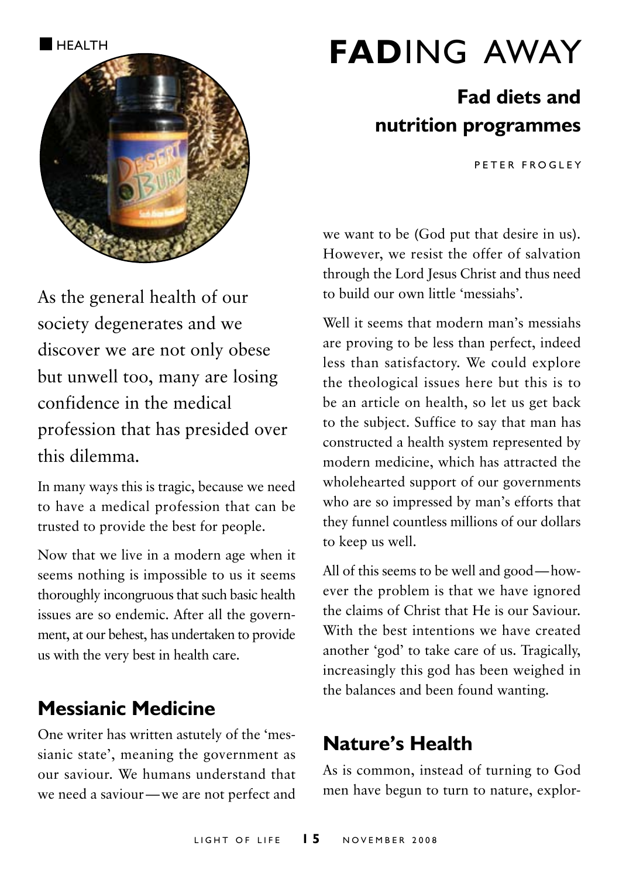HEALTH

# FADING AWAY

## Fad diets and nutrition programmes

PETER FROGLEY

As the general health of our society degenerates and we discover we are not only obese but unwell too, many are losing confidence in the medical profession that has presided over this dilemma.

In many ways this is tragic, because we need to have a medical profession that can be trusted to provide the best for people.

Now that we live in a modern age when it seems nothing is impossible to us it seems thoroughly incongruous that such basic health issues are so endemic. After all the government, at our behest, has undertaken to provide us with the very best in health care.

### Messianic Medicine

One writer has written astutely of the 'messianic state', meaning the government as our saviour. We humans understand that we need a saviour—we are not perfect and we want to be (God put that desire in us). However, we resist the offer of salvation through the Lord Jesus Christ and thus need to build our own little 'messiahs'.

Well it seems that modern man's messiahs are proving to be less than perfect, indeed less than satisfactory. We could explore the theological issues here but this is to be an article on health, so let us get back to the subject. Suffice to say that man has constructed a health system represented by modern medicine, which has attracted the wholehearted support of our governments who are so impressed by man's efforts that they funnel countless millions of our dollars to keep us well.

All of this seems to be well and good—however the problem is that we have ignored the claims of Christ that He is our Saviour. With the best intentions we have created another 'god' to take care of us. Tragically, increasingly this god has been weighed in the balances and been found wanting.

### Nature's Health

As is common, instead of turning to God men have begun to turn to nature, explor-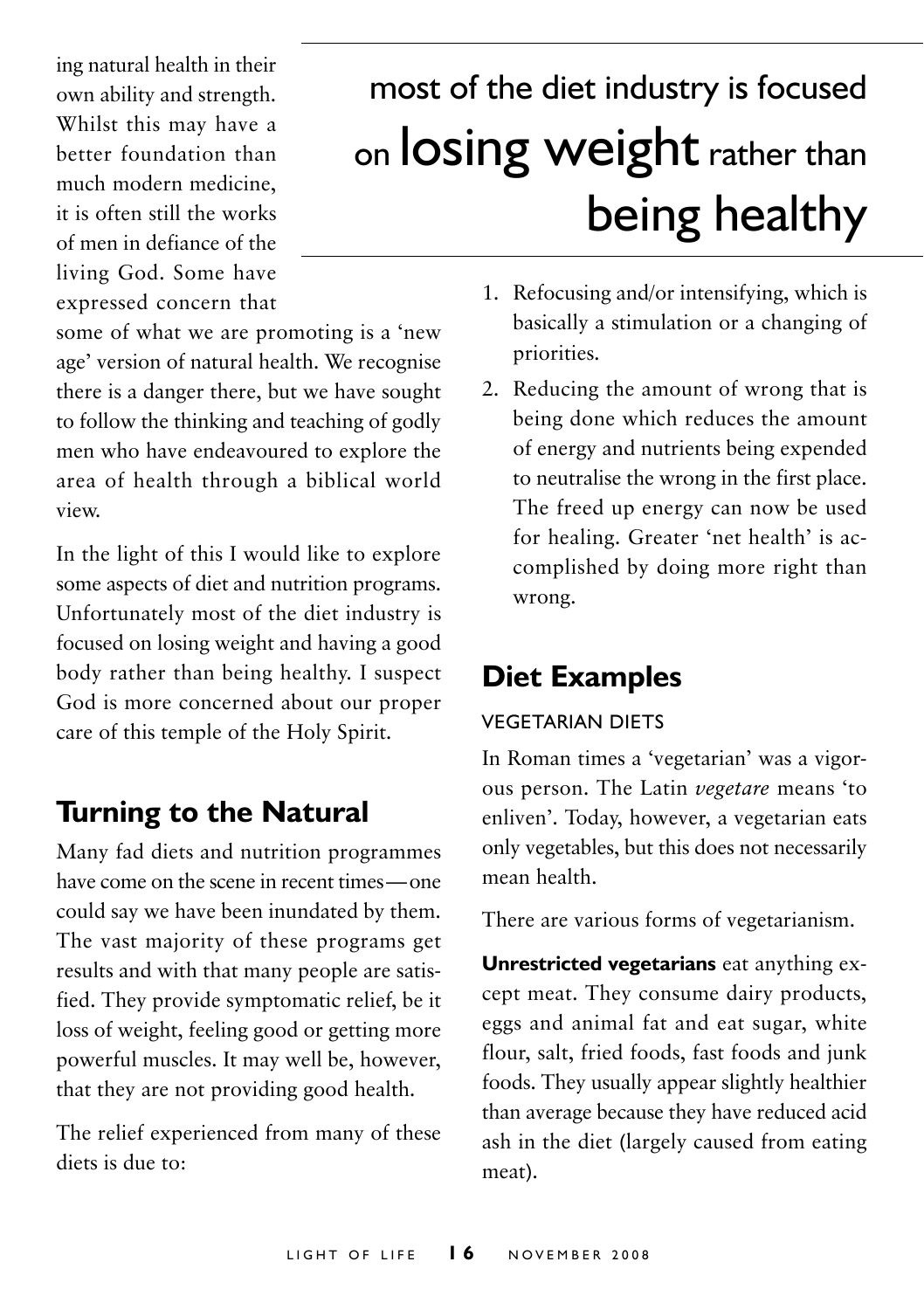ing natural health in their own ability and strength. Whilst this may have a better foundation than much modern medicine, it is often still the works of men in defiance of the living God. Some have expressed concern that some of what we are promoting is a 'new age' version of natural health. We recognise there is a danger there, but we have sought to follow the thinking and teaching of godly men who have endeavoured to explore the area of health through a biblical world view.

In the light of this I would like to explore some aspects of diet and nutrition programs. Unfortunately most of the diet industry is focused on losing weight and having a good body rather than being healthy. I suspect God is more concerned about our proper care of this temple of the Holy Spirit.

> most of the diet industry is focused on **losing weight** rather than **being healthy**

## Turning to the Natural

Many fad diets and nutrition programmes have come on the scene in recent times—one could say we have been inundated by them. The vast majority of these programs get results and with that many people are satisfied. They provide symptomatic relief, be it loss of weight, feeling good or getting more powerful muscles. It may well be, however, that they are not providing good health.

The relief experienced from many of these diets is due to:

1. Refocusing and/or intensifying, which is basically a stimulation or a changing of priorities.
2. Reducing the amount of wrong that is being done which reduces the amount of energy and nutrients being expended to neutralise the wrong in the first place. The freed up energy can now be used for healing. Greater 'net health' is accomplished by doing more right than wrong.

## Diet Examples

### VEGETARIAN DIETS

In Roman times a 'vegetarian' was a vigorous person. The Latin *vegetare* means 'to enliven'. Today, however, a vegetarian eats only vegetables, but this does not necessarily mean health.

There are various forms of vegetarianism.

**Unrestricted vegetarians** eat anything except meat. They consume dairy products, eggs and animal fat and eat sugar, white flour, salt, fried foods, fast foods and junk foods. They usually appear slightly healthier than average because they have reduced acid ash in the diet (largely caused from eating meat).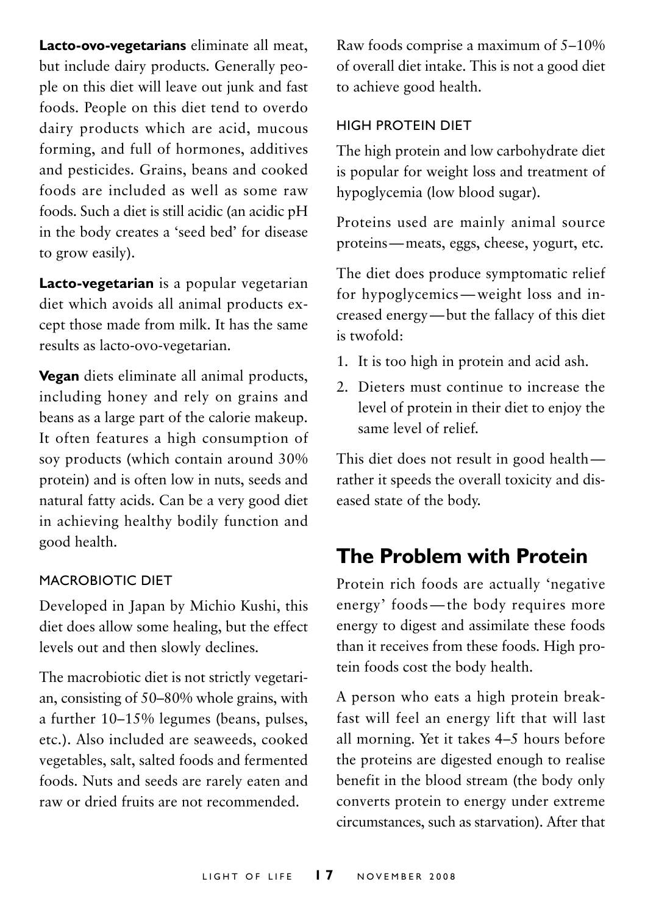**Lacto-ovo-vegetarians** eliminate all meat, but include dairy products. Generally people on this diet will leave out junk and fast foods. People on this diet tend to overdo dairy products which are acid, mucous forming, and full of hormones, additives and pesticides. Grains, beans and cooked foods are included as well as some raw foods. Such a diet is still acidic (an acidic pH in the body creates a 'seed bed' for disease to grow easily).

**Lacto-vegetarian** is a popular vegetarian diet which avoids all animal products except those made from milk. It has the same results as lacto-ovo-vegetarian.

**Vegan** diets eliminate all animal products, including honey and rely on grains and beans as a large part of the calorie makeup. It often features a high consumption of soy products (which contain around 30% protein) and is often low in nuts, seeds and natural fatty acids. Can be a very good diet in achieving healthy bodily function and good health.

### MACROBIOTIC DIET

Developed in Japan by Michio Kushi, this diet does allow some healing, but the effect levels out and then slowly declines.

The macrobiotic diet is not strictly vegetarian, consisting of 50–80% whole grains, with a further 10–15% legumes (beans, pulses, etc.). Also included are seaweeds, cooked vegetables, salt, salted foods and fermented foods. Nuts and seeds are rarely eaten and raw or dried fruits are not recommended.

Raw foods comprise a maximum of 5–10% of overall diet intake. This is not a good diet to achieve good health.

### HIGH PROTEIN DIET

The high protein and low carbohydrate diet is popular for weight loss and treatment of hypoglycemia (low blood sugar).

Proteins used are mainly animal source proteins—meats, eggs, cheese, yogurt, etc.

The diet does produce symptomatic relief for hypoglycemics—weight loss and increased energy—but the fallacy of this diet is twofold:

1. It is too high in protein and acid ash.
2. Dieters must continue to increase the level of protein in their diet to enjoy the same level of relief.

This diet does not result in good health—rather it speeds the overall toxicity and diseased state of the body.

## The Problem with Protein

Protein rich foods are actually 'negative energy' foods—the body requires more energy to digest and assimilate these foods than it receives from these foods. High protein foods cost the body health.

A person who eats a high protein breakfast will feel an energy lift that will last all morning. Yet it takes 4–5 hours before the proteins are digested enough to realise benefit in the blood stream (the body only converts protein to energy under extreme circumstances, such as starvation). After that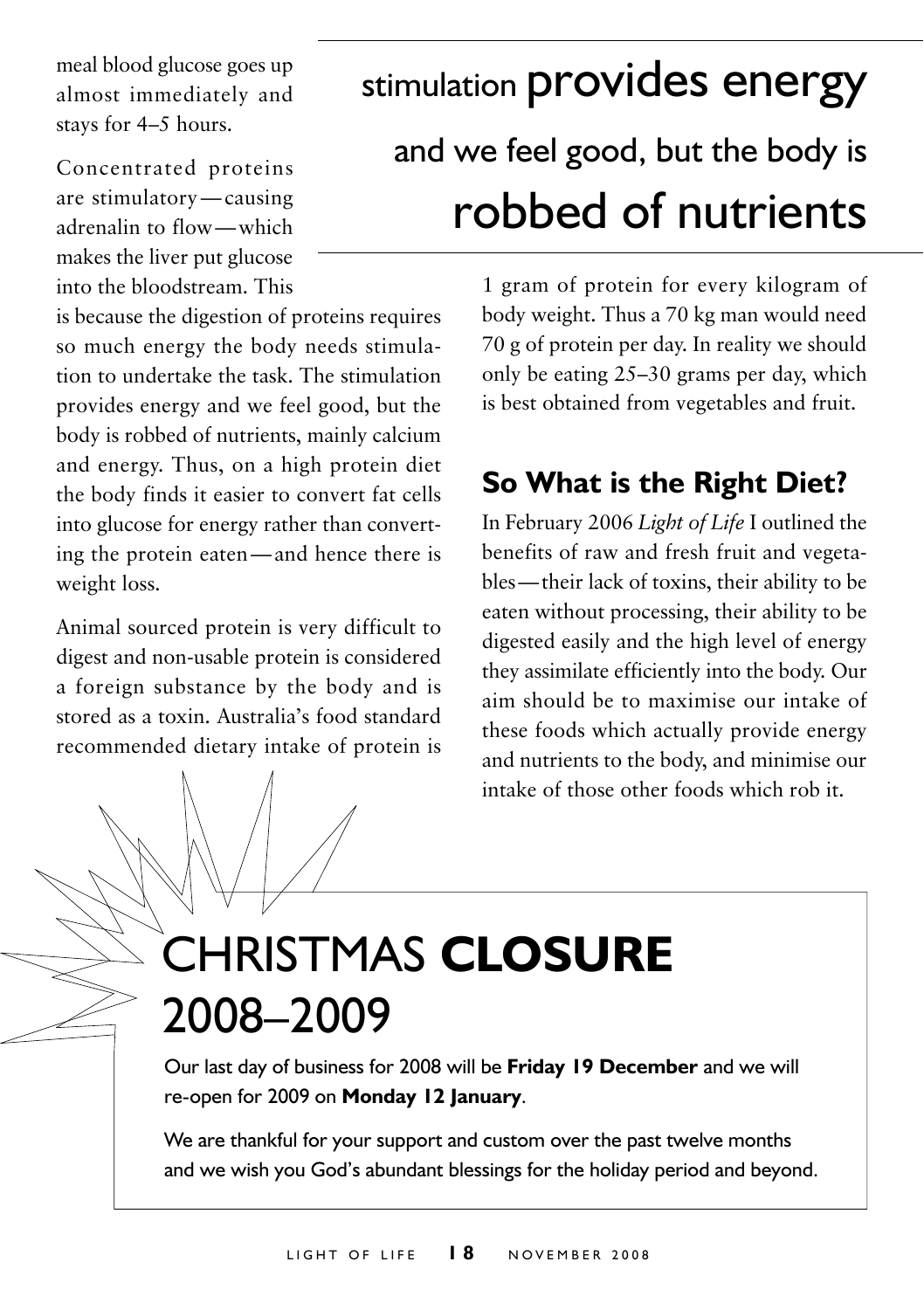meal blood glucose goes up almost immediately and stays for 4–5 hours.

Concentrated proteins are stimulatory—causing adrenalin to flow—which makes the liver put glucose into the bloodstream. This is because the digestion of proteins requires so much energy the body needs stimulation to undertake the task. The stimulation provides energy and we feel good, but the body is robbed of nutrients, mainly calcium and energy. Thus, on a high protein diet the body finds it easier to convert fat cells into glucose for energy rather than converting the protein eaten—and hence there is weight loss.

> stimulation **provides energy** and we feel good, but the body is **robbed of nutrients**

Animal sourced protein is very difficult to digest and non-usable protein is considered a foreign substance by the body and is stored as a toxin. Australia's food standard recommended dietary intake of protein is 1 gram of protein for every kilogram of body weight. Thus a 70 kg man would need 70 g of protein per day. In reality we should only be eating 25–30 grams per day, which is best obtained from vegetables and fruit.

## So What is the Right Diet?

In February 2006 *Light of Life* I outlined the benefits of raw and fresh fruit and vegetables—their lack of toxins, their ability to be eaten without processing, their ability to be digested easily and the high level of energy they assimilate efficiently into the body. Our aim should be to maximise our intake of these foods which actually provide energy and nutrients to the body, and minimise our intake of those other foods which rob it.

# CHRISTMAS **CLOSURE** 2008–2009

Our last day of business for 2008 will be **Friday 19 December** and we will re-open for 2009 on **Monday 12 January**.

We are thankful for your support and custom over the past twelve months and we wish you God's abundant blessings for the holiday period and beyond.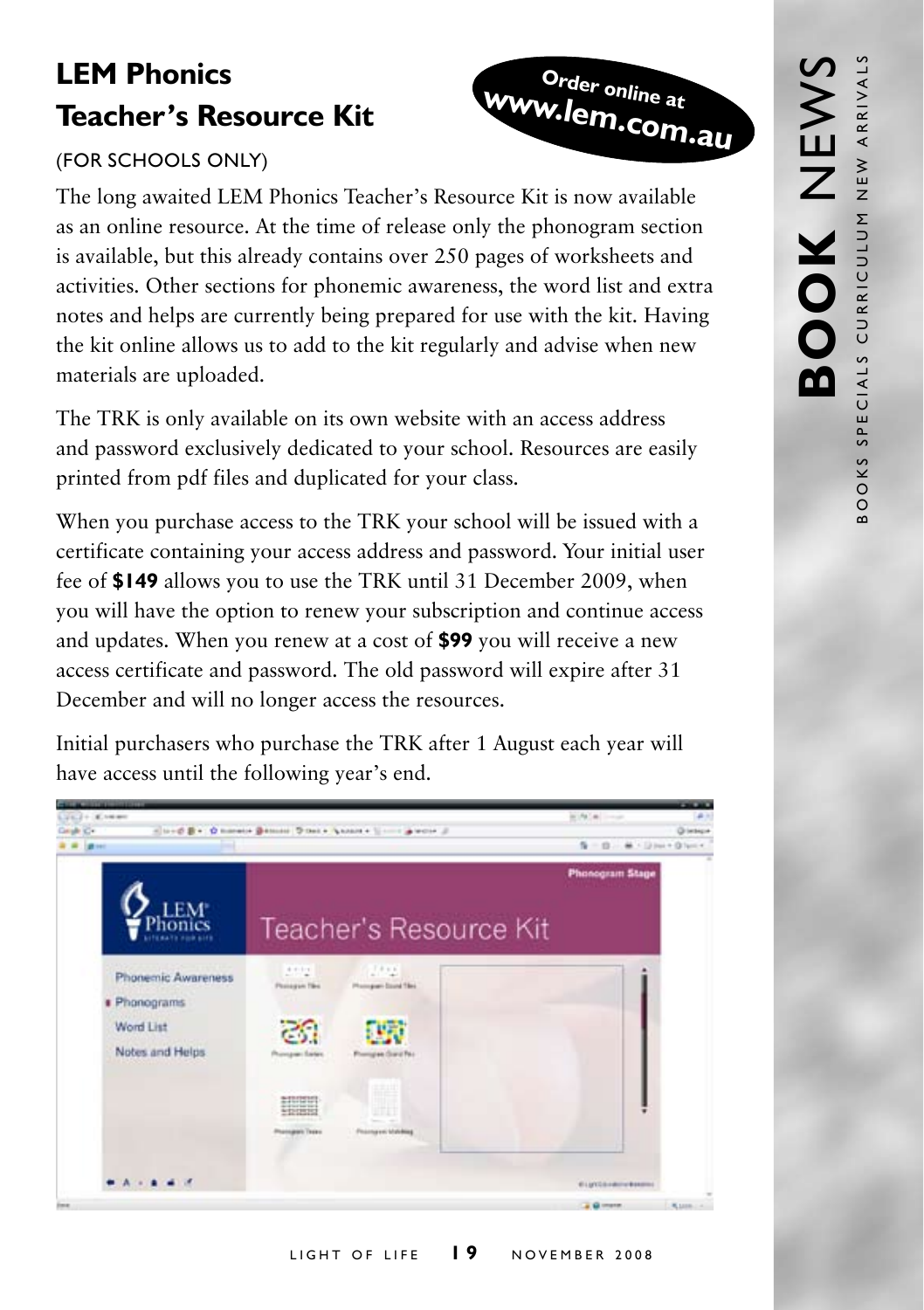# LEM Phonics Teacher's Resource Kit

Order online at www.lem.com.au

(FOR SCHOOLS ONLY)

The long awaited LEM Phonics Teacher's Resource Kit is now available as an online resource. At the time of release only the phonogram section is available, but this already contains over 250 pages of worksheets and activities. Other sections for phonemic awareness, the word list and extra notes and helps are currently being prepared for use with the kit. Having the kit online allows us to add to the kit regularly and advise when new materials are uploaded.

The TRK is only available on its own website with an access address and password exclusively dedicated to your school. Resources are easily printed from pdf files and duplicated for your class.

When you purchase access to the TRK your school will be issued with a certificate containing your access address and password. Your initial user fee of **$149** allows you to use the TRK until 31 December 2009, when you will have the option to renew your subscription and continue access and updates. When you renew at a cost of **$99** you will receive a new access certificate and password. The old password will expire after 31 December and will no longer access the resources.

Initial purchasers who purchase the TRK after 1 August each year will have access until the following year's end.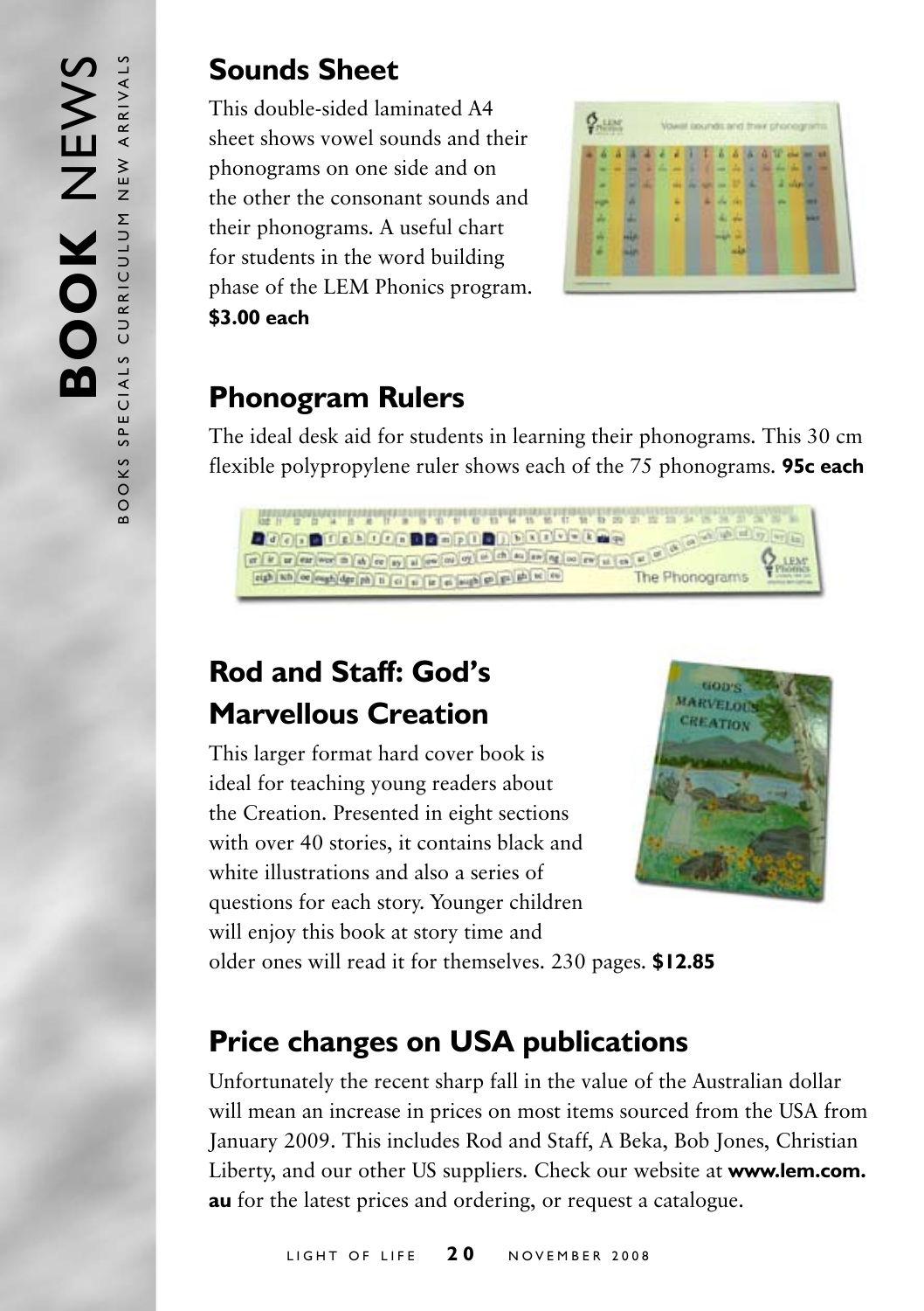## Sounds Sheet

This double-sided laminated A4 sheet shows vowel sounds and their phonograms on one side and on the other the consonant sounds and their phonograms. A useful chart for students in the word building phase of the LEM Phonics program. **$3.00 each**

## Phonogram Rulers

The ideal desk aid for students in learning their phonograms. This 30 cm flexible polypropylene ruler shows each of the 75 phonograms. **95c each**

## Rod and Staff: God's Marvellous Creation

This larger format hard cover book is ideal for teaching young readers about the Creation. Presented in eight sections with over 40 stories, it contains black and white illustrations and also a series of questions for each story. Younger children will enjoy this book at story time and older ones will read it for themselves. 230 pages. **$12.85**

## Price changes on USA publications

Unfortunately the recent sharp fall in the value of the Australian dollar will mean an increase in prices on most items sourced from the USA from January 2009. This includes Rod and Staff, A Beka, Bob Jones, Christian Liberty, and our other US suppliers. Check our website at **www.lem.com.au** for the latest prices and ordering, or request a catalogue.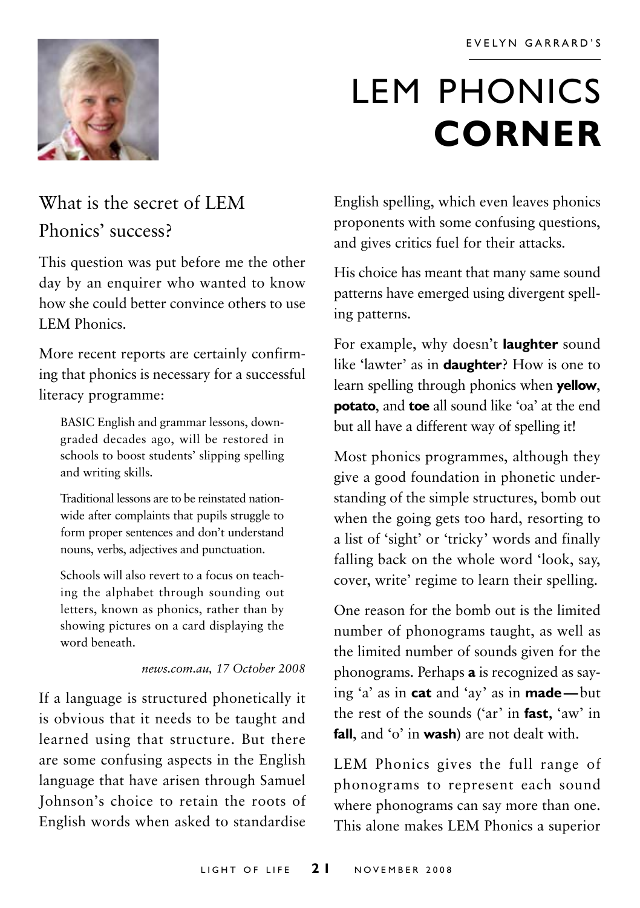EVELYN GARRARD'S

# LEM PHONICS **CORNER**

## What is the secret of LEM Phonics' success?

This question was put before me the other day by an enquirer who wanted to know how she could better convince others to use LEM Phonics.

More recent reports are certainly confirming that phonics is necessary for a successful literacy programme:

> BASIC English and grammar lessons, downgraded decades ago, will be restored in schools to boost students' slipping spelling and writing skills.
>
> Traditional lessons are to be reinstated nationwide after complaints that pupils struggle to form proper sentences and don't understand nouns, verbs, adjectives and punctuation.
>
> Schools will also revert to a focus on teaching the alphabet through sounding out letters, known as phonics, rather than by showing pictures on a card displaying the word beneath.
>
> *news.com.au, 17 October 2008*

If a language is structured phonetically it is obvious that it needs to be taught and learned using that structure. But there are some confusing aspects in the English language that have arisen through Samuel Johnson's choice to retain the roots of English words when asked to standardise English spelling, which even leaves phonics proponents with some confusing questions, and gives critics fuel for their attacks.

His choice has meant that many same sound patterns have emerged using divergent spelling patterns.

For example, why doesn't **laughter** sound like 'lawter' as in **daughter**? How is one to learn spelling through phonics when **yellow**, **potato**, and **toe** all sound like 'oa' at the end but all have a different way of spelling it!

Most phonics programmes, although they give a good foundation in phonetic understanding of the simple structures, bomb out when the going gets too hard, resorting to a list of 'sight' or 'tricky' words and finally falling back on the whole word 'look, say, cover, write' regime to learn their spelling.

One reason for the bomb out is the limited number of phonograms taught, as well as the limited number of sounds given for the phonograms. Perhaps **a** is recognized as saying 'a' as in **cat** and 'ay' as in **made**—but the rest of the sounds ('ar' in **fast**, 'aw' in **fall**, and 'o' in **wash**) are not dealt with.

LEM Phonics gives the full range of phonograms to represent each sound where phonograms can say more than one. This alone makes LEM Phonics a superior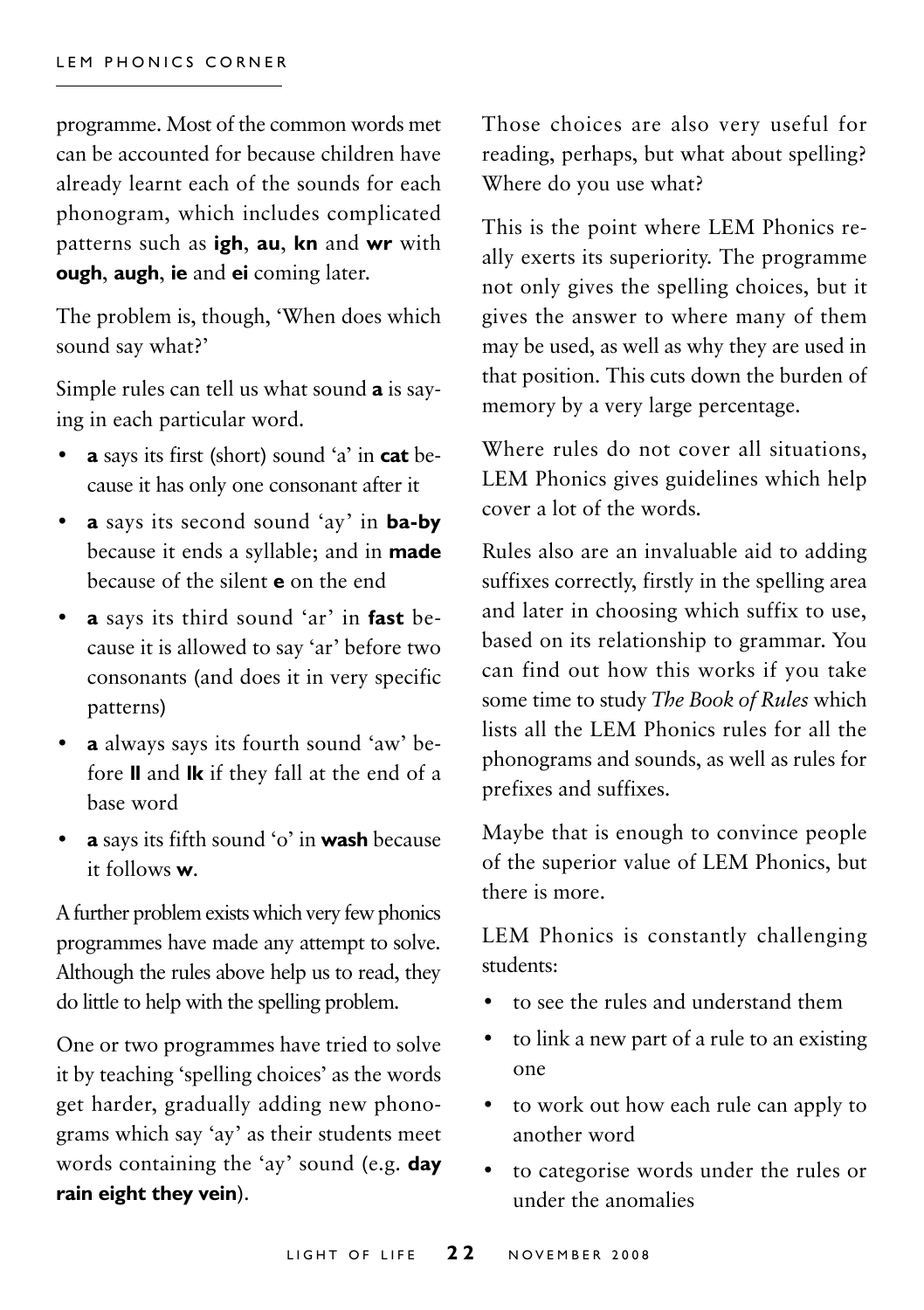programme. Most of the common words met can be accounted for because children have already learnt each of the sounds for each phonogram, which includes complicated patterns such as **igh**, **au**, **kn** and **wr** with **ough**, **augh**, **ie** and **ei** coming later.

The problem is, though, 'When does which sound say what?'

Simple rules can tell us what sound **a** is saying in each particular word.

- **a** says its first (short) sound 'a' in **cat** because it has only one consonant after it
- **a** says its second sound 'ay' in **ba-by** because it ends a syllable; and in **made** because of the silent **e** on the end
- **a** says its third sound 'ar' in **fast** because it is allowed to say 'ar' before two consonants (and does it in very specific patterns)
- **a** always says its fourth sound 'aw' before **ll** and **lk** if they fall at the end of a base word
- **a** says its fifth sound 'o' in **wash** because it follows **w**.

A further problem exists which very few phonics programmes have made any attempt to solve. Although the rules above help us to read, they do little to help with the spelling problem.

One or two programmes have tried to solve it by teaching 'spelling choices' as the words get harder, gradually adding new phonograms which say 'ay' as their students meet words containing the 'ay' sound (e.g. **day rain eight they vein**).

Those choices are also very useful for reading, perhaps, but what about spelling? Where do you use what?

This is the point where LEM Phonics really exerts its superiority. The programme not only gives the spelling choices, but it gives the answer to where many of them may be used, as well as why they are used in that position. This cuts down the burden of memory by a very large percentage.

Where rules do not cover all situations, LEM Phonics gives guidelines which help cover a lot of the words.

Rules also are an invaluable aid to adding suffixes correctly, firstly in the spelling area and later in choosing which suffix to use, based on its relationship to grammar. You can find out how this works if you take some time to study *The Book of Rules* which lists all the LEM Phonics rules for all the phonograms and sounds, as well as rules for prefixes and suffixes.

Maybe that is enough to convince people of the superior value of LEM Phonics, but there is more.

LEM Phonics is constantly challenging students:

- to see the rules and understand them
- to link a new part of a rule to an existing one
- to work out how each rule can apply to another word
- to categorise words under the rules or under the anomalies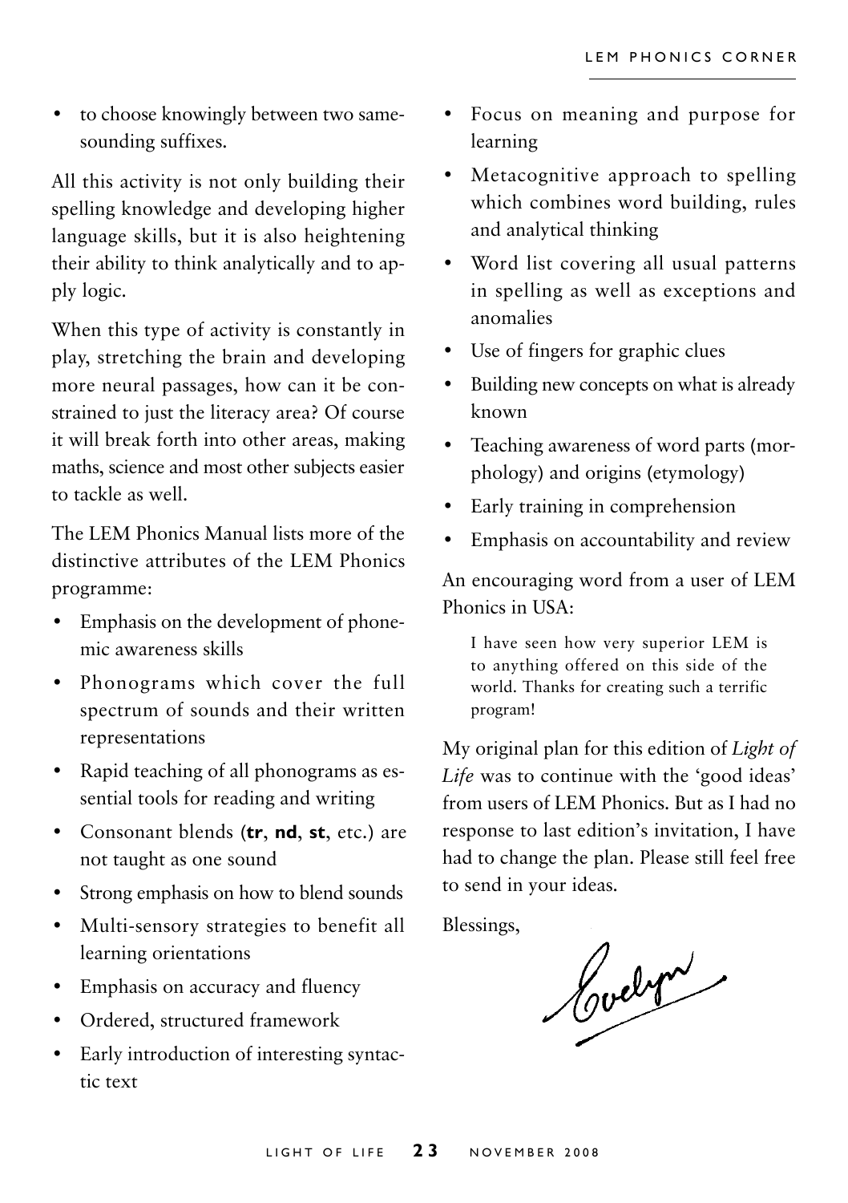- to choose knowingly between two same-sounding suffixes.

All this activity is not only building their spelling knowledge and developing higher language skills, but it is also heightening their ability to think analytically and to apply logic.

When this type of activity is constantly in play, stretching the brain and developing more neural passages, how can it be constrained to just the literacy area? Of course it will break forth into other areas, making maths, science and most other subjects easier to tackle as well.

The LEM Phonics Manual lists more of the distinctive attributes of the LEM Phonics programme:

- Emphasis on the development of phonemic awareness skills
- Phonograms which cover the full spectrum of sounds and their written representations
- Rapid teaching of all phonograms as essential tools for reading and writing
- Consonant blends (**tr**, **nd**, **st**, etc.) are not taught as one sound
- Strong emphasis on how to blend sounds
- Multi-sensory strategies to benefit all learning orientations
- Emphasis on accuracy and fluency
- Ordered, structured framework
- Early introduction of interesting syntactic text
- Focus on meaning and purpose for learning
- Metacognitive approach to spelling which combines word building, rules and analytical thinking
- Word list covering all usual patterns in spelling as well as exceptions and anomalies
- Use of fingers for graphic clues
- Building new concepts on what is already known
- Teaching awareness of word parts (morphology) and origins (etymology)
- Early training in comprehension
- Emphasis on accountability and review

An encouraging word from a user of LEM Phonics in USA:

> I have seen how very superior LEM is to anything offered on this side of the world. Thanks for creating such a terrific program!

My original plan for this edition of *Light of Life* was to continue with the 'good ideas' from users of LEM Phonics. But as I had no response to last edition's invitation, I have had to change the plan. Please still feel free to send in your ideas.

Blessings,

Evelyn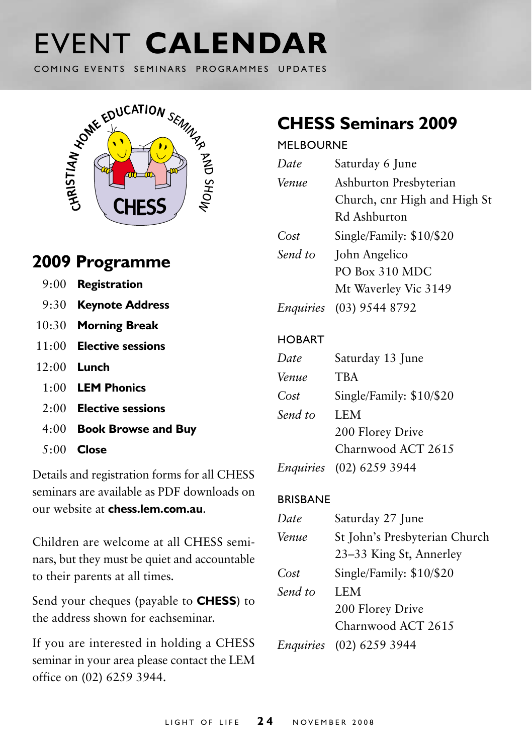# EVENT **CALENDAR**

COMING EVENTS SEMINARS PROGRAMMES UPDATES

CHRISTIAN HOME EDUCATION SEMINAR AND SHOW

CHESS

## 2009 Programme

| | |
|---|---|
| 9:00 | **Registration** |
| 9:30 | **Keynote Address** |
| 10:30 | **Morning Break** |
| 11:00 | **Elective sessions** |
| 12:00 | **Lunch** |
| 1:00 | **LEM Phonics** |
| 2:00 | **Elective sessions** |
| 4:00 | **Book Browse and Buy** |
| 5:00 | **Close** |

Details and registration forms for all CHESS seminars are available as PDF downloads on our website at **chess.lem.com.au**.

Children are welcome at all CHESS seminars, but they must be quiet and accountable to their parents at all times.

Send your cheques (payable to **CHESS**) to the address shown for eachseminar.

If you are interested in holding a CHESS seminar in your area please contact the LEM office on (02) 6259 3944.

## CHESS Seminars 2009

### MELBOURNE

| | |
|---|---|
| *Date* | Saturday 6 June |
| *Venue* | Ashburton Presbyterian Church, cnr High and High St Rd Ashburton |
| *Cost* | Single/Family: $10/$20 |
| *Send to* | John Angelico<br>PO Box 310 MDC<br>Mt Waverley Vic 3149 |
| *Enquiries* | (03) 9544 8792 |

### HOBART

| | |
|---|---|
| *Date* | Saturday 13 June |
| *Venue* | TBA |
| *Cost* | Single/Family: $10/$20 |
| *Send to* | LEM<br>200 Florey Drive<br>Charnwood ACT 2615 |
| *Enquiries* | (02) 6259 3944 |

### BRISBANE

| | |
|---|---|
| *Date* | Saturday 27 June |
| *Venue* | St John's Presbyterian Church<br>23–33 King St, Annerley |
| *Cost* | Single/Family: $10/$20 |
| *Send to* | LEM<br>200 Florey Drive<br>Charnwood ACT 2615 |
| *Enquiries* | (02) 6259 3944 |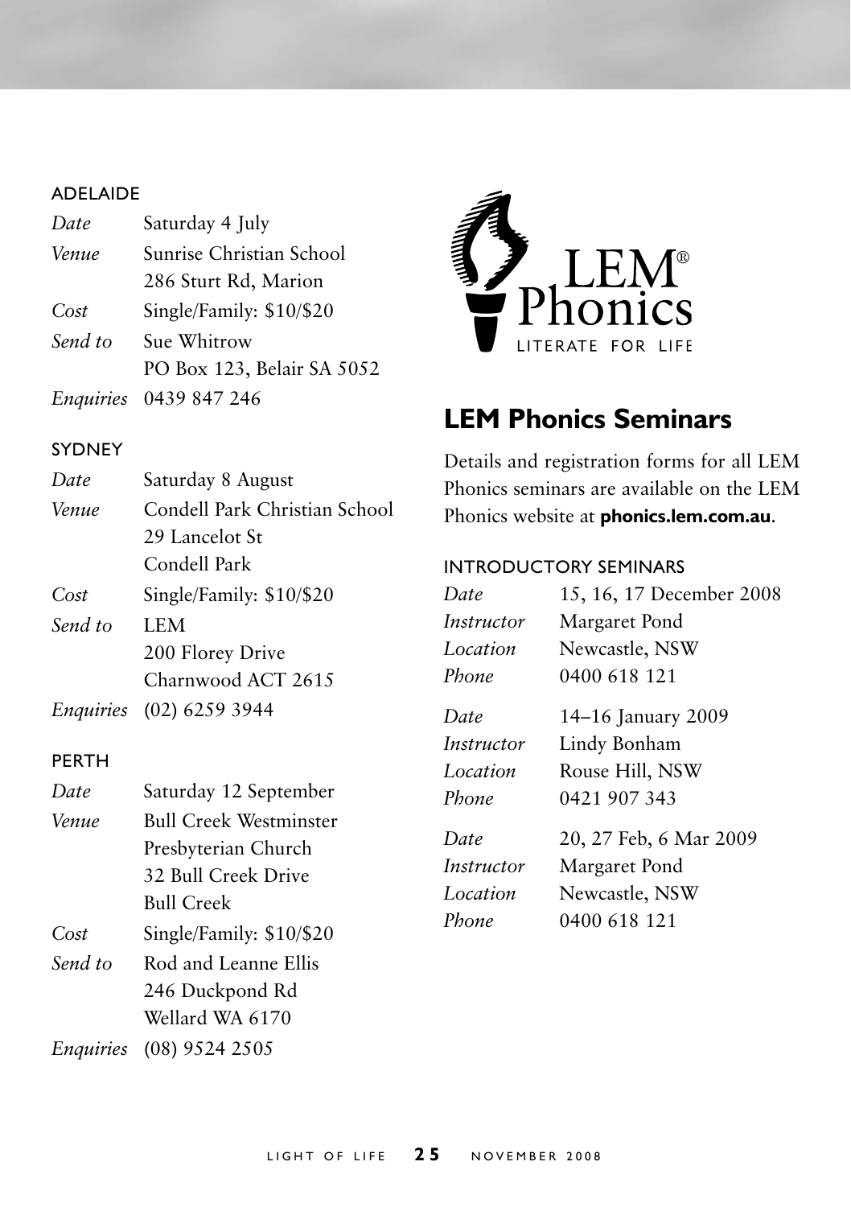### ADELAIDE

| | |
|---|---|
| *Date* | Saturday 4 July |
| *Venue* | Sunrise Christian School<br>286 Sturt Rd, Marion |
| *Cost* | Single/Family: $10/$20 |
| *Send to* | Sue Whitrow<br>PO Box 123, Belair SA 5052 |
| *Enquiries* | 0439 847 246 |

### SYDNEY

| | |
|---|---|
| *Date* | Saturday 8 August |
| *Venue* | Condell Park Christian School<br>29 Lancelot St<br>Condell Park |
| *Cost* | Single/Family: $10/$20 |
| *Send to* | LEM<br>200 Florey Drive<br>Charnwood ACT 2615 |
| *Enquiries* | (02) 6259 3944 |

### PERTH

| | |
|---|---|
| *Date* | Saturday 12 September |
| *Venue* | Bull Creek Westminster<br>Presbyterian Church<br>32 Bull Creek Drive<br>Bull Creek |
| *Cost* | Single/Family: $10/$20 |
| *Send to* | Rod and Leanne Ellis<br>246 Duckpond Rd<br>Wellard WA 6170 |
| *Enquiries* | (08) 9524 2505 |

LEM® Phonics
LITERATE FOR LIFE

## LEM Phonics Seminars

Details and registration forms for all LEM Phonics seminars are available on the LEM Phonics website at **phonics.lem.com.au**.

### INTRODUCTORY SEMINARS

| | |
|---|---|
| *Date* | 15, 16, 17 December 2008 |
| *Instructor* | Margaret Pond |
| *Location* | Newcastle, NSW |
| *Phone* | 0400 618 121 |

| | |
|---|---|
| *Date* | 14–16 January 2009 |
| *Instructor* | Lindy Bonham |
| *Location* | Rouse Hill, NSW |
| *Phone* | 0421 907 343 |

| | |
|---|---|
| *Date* | 20, 27 Feb, 6 Mar 2009 |
| *Instructor* | Margaret Pond |
| *Location* | Newcastle, NSW |
| *Phone* | 0400 618 121 |